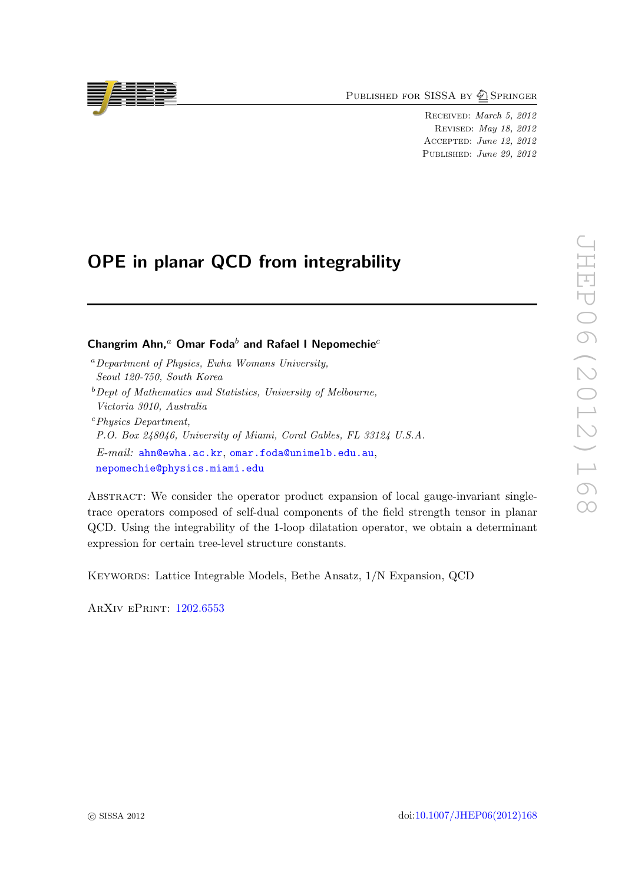Published for SISSA by Springer

Received: *March 5, 2012*
Revised: *May 18, 2012*
Accepted: *June 12, 2012*
Published: *June 29, 2012*

# OPE in planar QCD from integrability

**Changrim Ahn,**[a] **Omar Foda**[b] **and Rafael I Nepomechie**[c]

[a] *Department of Physics, Ewha Womans University, Seoul 120-750, South Korea*

[b] *Dept of Mathematics and Statistics, University of Melbourne, Victoria 3010, Australia*

[c] *Physics Department, P.O. Box 248046, University of Miami, Coral Gables, FL 33124 U.S.A.*

*E-mail:* ahn@ewha.ac.kr, omar.foda@unimelb.edu.au, nepomechie@physics.miami.edu

Abstract: We consider the operator product expansion of local gauge-invariant single-trace operators composed of self-dual components of the field strength tensor in planar QCD. Using the integrability of the 1-loop dilatation operator, we obtain a determinant expression for certain tree-level structure constants.

Keywords: Lattice Integrable Models, Bethe Ansatz, 1/N Expansion, QCD

ArXiv ePrint: 1202.6553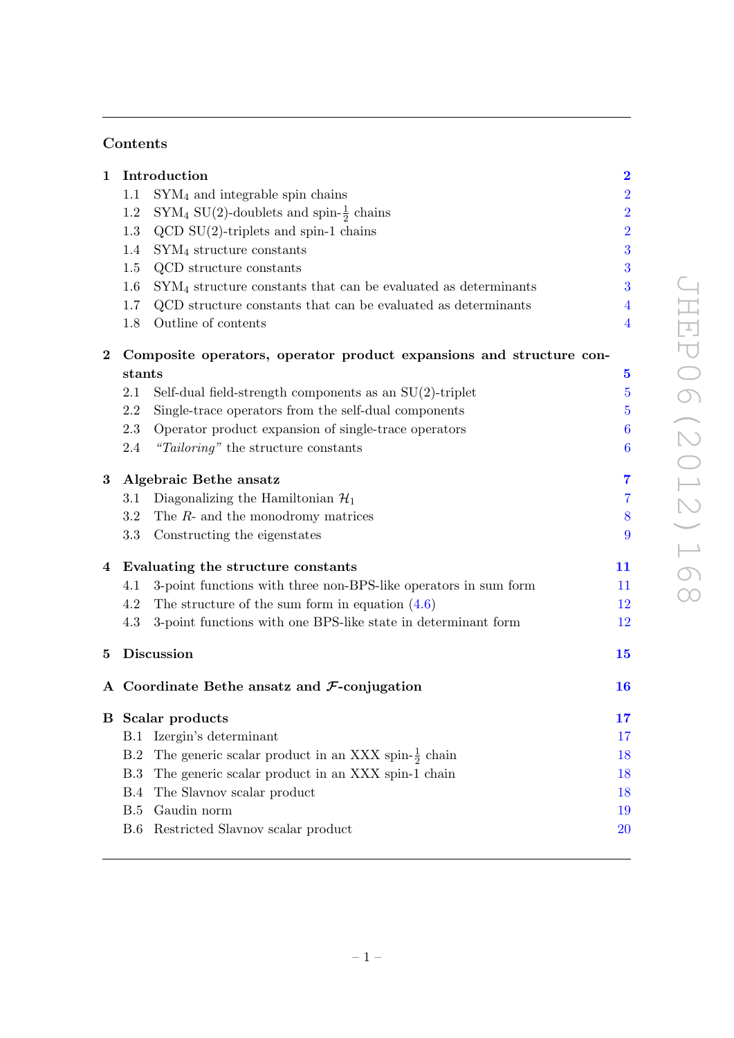## Contents

**1 Introduction** — 2
- 1.1 $\mathrm{SYM}_4$ and integrable spin chains — 2
- 1.2 $\mathrm{SYM}_4$ SU(2)-doublets and spin-$\frac{1}{2}$ chains — 2
- 1.3 QCD SU(2)-triplets and spin-1 chains — 2
- 1.4 $\mathrm{SYM}_4$ structure constants — 3
- 1.5 QCD structure constants — 3
- 1.6 $\mathrm{SYM}_4$ structure constants that can be evaluated as determinants — 3
- 1.7 QCD structure constants that can be evaluated as determinants — 4
- 1.8 Outline of contents — 4

**2 Composite operators, operator product expansions and structure constants** — 5
- 2.1 Self-dual field-strength components as an SU(2)-triplet — 5
- 2.2 Single-trace operators from the self-dual components — 5
- 2.3 Operator product expansion of single-trace operators — 6
- 2.4 *"Tailoring"* the structure constants — 6

**3 Algebraic Bethe ansatz** — 7
- 3.1 Diagonalizing the Hamiltonian $\mathcal{H}_1$ — 7
- 3.2 The $R$- and the monodromy matrices — 8
- 3.3 Constructing the eigenstates — 9

**4 Evaluating the structure constants** — 11
- 4.1 3-point functions with three non-BPS-like operators in sum form — 11
- 4.2 The structure of the sum form in equation (4.6) — 12
- 4.3 3-point functions with one BPS-like state in determinant form — 12

**5 Discussion** — 15

**A Coordinate Bethe ansatz and $\mathcal{F}$-conjugation** — 16

**B Scalar products** — 17
- B.1 Izergin's determinant — 17
- B.2 The generic scalar product in an XXX spin-$\frac{1}{2}$ chain — 18
- B.3 The generic scalar product in an XXX spin-1 chain — 18
- B.4 The Slavnov scalar product — 18
- B.5 Gaudin norm — 19
- B.6 Restricted Slavnov scalar product — 20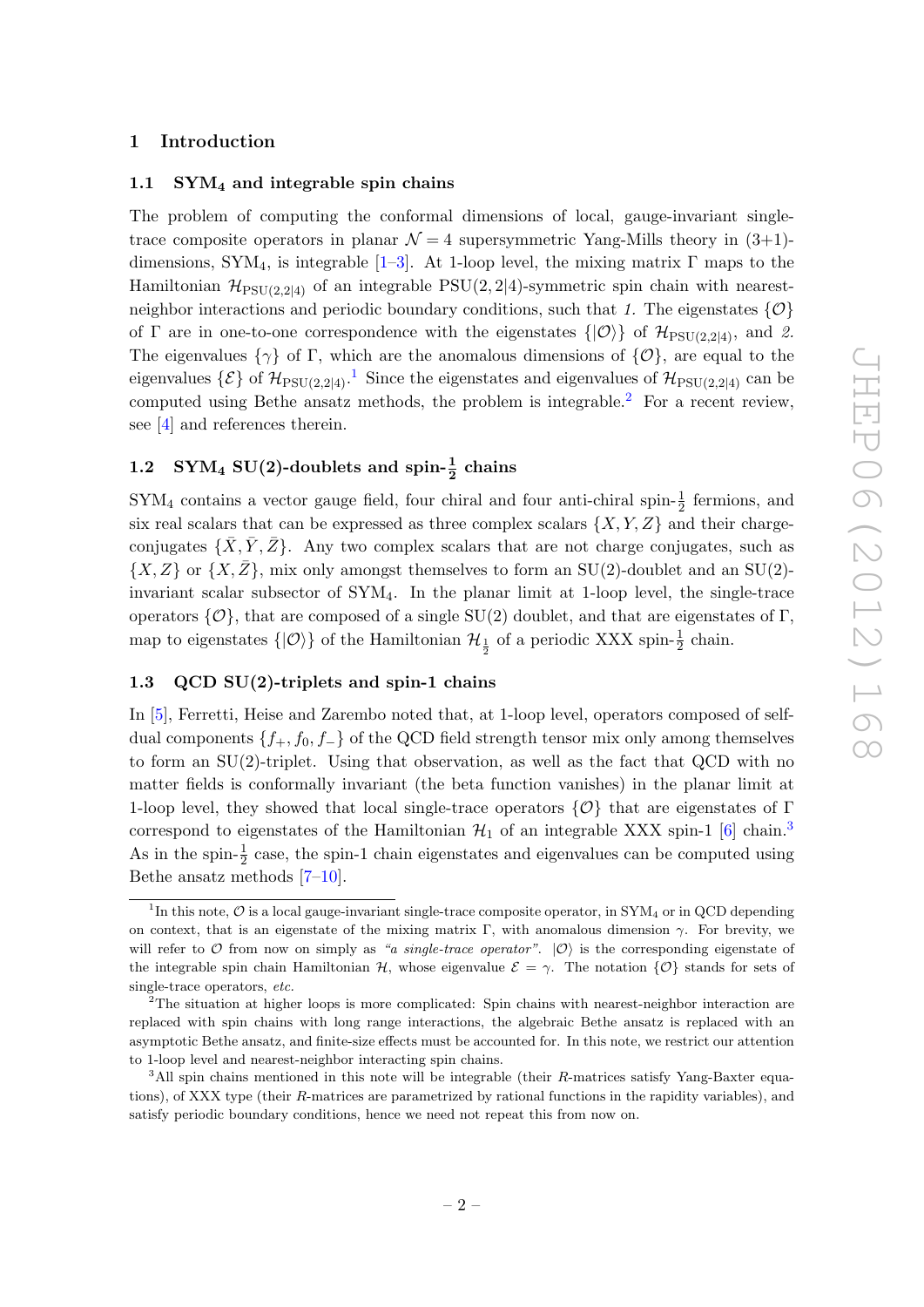## 1 Introduction

### 1.1 SYM$_4$ and integrable spin chains

The problem of computing the conformal dimensions of local, gauge-invariant single-trace composite operators in planar $\mathcal{N} = 4$ supersymmetric Yang-Mills theory in (3+1)-dimensions, SYM$_4$, is integrable [1–3]. At 1-loop level, the mixing matrix $\Gamma$ maps to the Hamiltonian $\mathcal{H}_{\mathrm{PSU}(2,2|4)}$ of an integrable PSU(2,2|4)-symmetric spin chain with nearest-neighbor interactions and periodic boundary conditions, such that *1.* The eigenstates $\{\mathcal{O}\}$ of $\Gamma$ are in one-to-one correspondence with the eigenstates $\{|\mathcal{O}\rangle\}$ of $\mathcal{H}_{\mathrm{PSU}(2,2|4)}$, and *2.* The eigenvalues $\{\gamma\}$ of $\Gamma$, which are the anomalous dimensions of $\{\mathcal{O}\}$, are equal to the eigenvalues $\{\mathcal{E}\}$ of $\mathcal{H}_{\mathrm{PSU}(2,2|4)}$.[1] Since the eigenstates and eigenvalues of $\mathcal{H}_{\mathrm{PSU}(2,2|4)}$ can be computed using Bethe ansatz methods, the problem is integrable.[2] For a recent review, see [4] and references therein.

### 1.2 SYM$_4$ SU(2)-doublets and spin-$\frac{1}{2}$ chains

SYM$_4$ contains a vector gauge field, four chiral and four anti-chiral spin-$\frac{1}{2}$ fermions, and six real scalars that can be expressed as three complex scalars $\{X, Y, Z\}$ and their charge-conjugates $\{\bar{X}, \bar{Y}, \bar{Z}\}$. Any two complex scalars that are not charge conjugates, such as $\{X, Z\}$ or $\{X, \bar{Z}\}$, mix only amongst themselves to form an SU(2)-doublet and an SU(2)-invariant scalar subsector of SYM$_4$. In the planar limit at 1-loop level, the single-trace operators $\{\mathcal{O}\}$, that are composed of a single SU(2) doublet, and that are eigenstates of $\Gamma$, map to eigenstates $\{|\mathcal{O}\rangle\}$ of the Hamiltonian $\mathcal{H}_{\frac{1}{2}}$ of a periodic XXX spin-$\frac{1}{2}$ chain.

### 1.3 QCD SU(2)-triplets and spin-1 chains

In [5], Ferretti, Heise and Zarembo noted that, at 1-loop level, operators composed of self-dual components $\{f_+, f_0, f_-\}$ of the QCD field strength tensor mix only among themselves to form an SU(2)-triplet. Using that observation, as well as the fact that QCD with no matter fields is conformally invariant (the beta function vanishes) in the planar limit at 1-loop level, they showed that local single-trace operators $\{\mathcal{O}\}$ that are eigenstates of $\Gamma$ correspond to eigenstates of the Hamiltonian $\mathcal{H}_1$ of an integrable XXX spin-1 [6] chain.[3] As in the spin-$\frac{1}{2}$ case, the spin-1 chain eigenstates and eigenvalues can be computed using Bethe ansatz methods [7–10].

---

[1] In this note, $\mathcal{O}$ is a local gauge-invariant single-trace composite operator, in SYM$_4$ or in QCD depending on context, that is an eigenstate of the mixing matrix $\Gamma$, with anomalous dimension $\gamma$. For brevity, we will refer to $\mathcal{O}$ from now on simply as *"a single-trace operator"*. $|\mathcal{O}\rangle$ is the corresponding eigenstate of the integrable spin chain Hamiltonian $\mathcal{H}$, whose eigenvalue $\mathcal{E} = \gamma$. The notation $\{\mathcal{O}\}$ stands for sets of single-trace operators, *etc.*

[2] The situation at higher loops is more complicated: Spin chains with nearest-neighbor interaction are replaced with spin chains with long range interactions, the algebraic Bethe ansatz is replaced with an asymptotic Bethe ansatz, and finite-size effects must be accounted for. In this note, we restrict our attention to 1-loop level and nearest-neighbor interacting spin chains.

[3] All spin chains mentioned in this note will be integrable (their $R$-matrices satisfy Yang-Baxter equations), of XXX type (their $R$-matrices are parametrized by rational functions in the rapidity variables), and satisfy periodic boundary conditions, hence we need not repeat this from now on.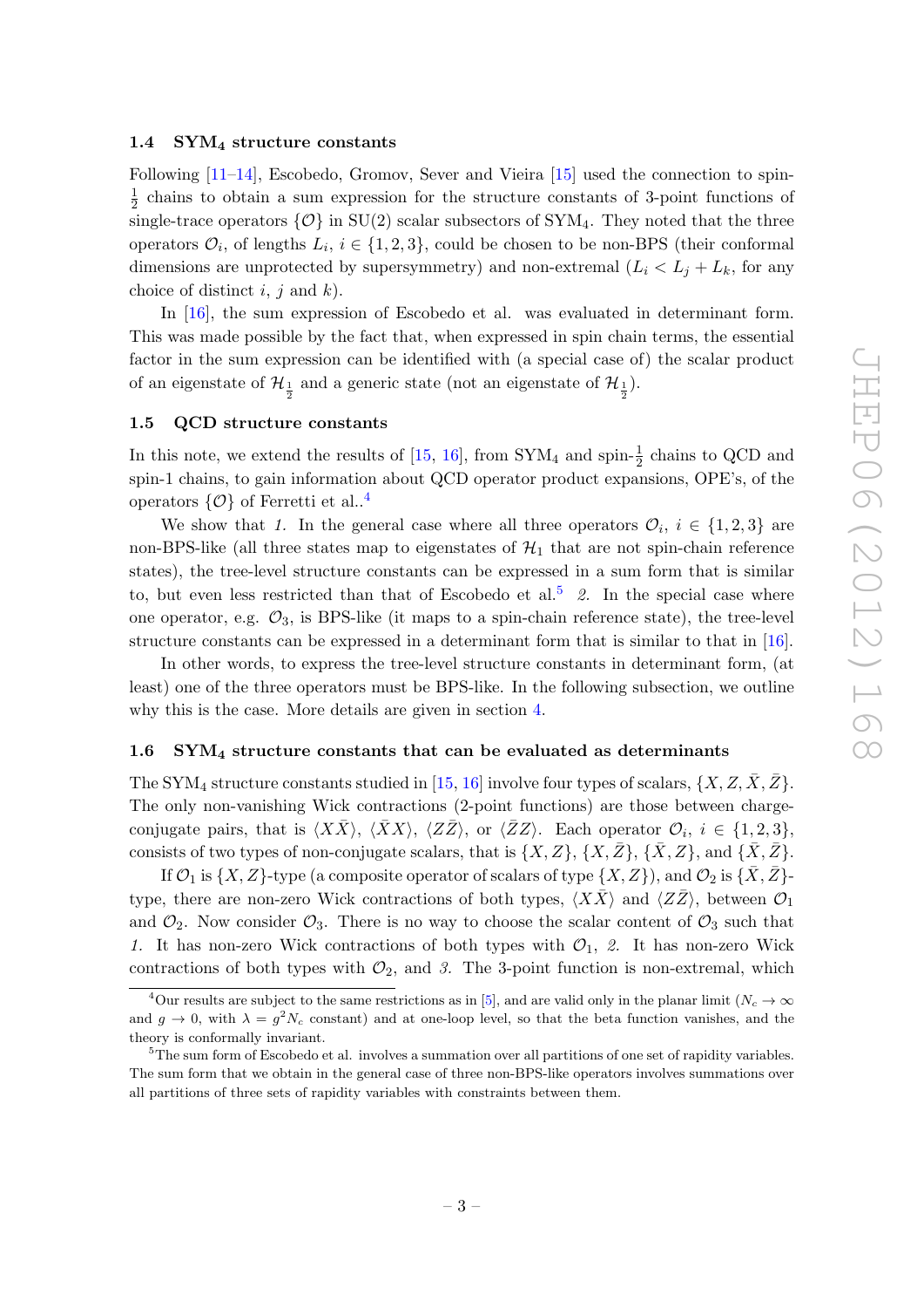### 1.4 SYM$_4$ structure constants

Following [11–14], Escobedo, Gromov, Sever and Vieira [15] used the connection to spin-$\frac{1}{2}$ chains to obtain a sum expression for the structure constants of 3-point functions of single-trace operators $\{\mathcal{O}\}$ in SU(2) scalar subsectors of SYM$_4$. They noted that the three operators $\mathcal{O}_i$, of lengths $L_i$, $i \in \{1, 2, 3\}$, could be chosen to be non-BPS (their conformal dimensions are unprotected by supersymmetry) and non-extremal ($L_i < L_j + L_k$, for any choice of distinct $i$, $j$ and $k$).

In [16], the sum expression of Escobedo et al. was evaluated in determinant form. This was made possible by the fact that, when expressed in spin chain terms, the essential factor in the sum expression can be identified with (a special case of) the scalar product of an eigenstate of $\mathcal{H}_{\frac{1}{2}}$ and a generic state (not an eigenstate of $\mathcal{H}_{\frac{1}{2}}$).

### 1.5 QCD structure constants

In this note, we extend the results of [15, 16], from SYM$_4$ and spin-$\frac{1}{2}$ chains to QCD and spin-1 chains, to gain information about QCD operator product expansions, OPE's, of the operators $\{\mathcal{O}\}$ of Ferretti et al..[4]

We show that *1.* In the general case where all three operators $\mathcal{O}_i$, $i \in \{1, 2, 3\}$ are non-BPS-like (all three states map to eigenstates of $\mathcal{H}_1$ that are not spin-chain reference states), the tree-level structure constants can be expressed in a sum form that is similar to, but even less restricted than that of Escobedo et al.[5] *2.* In the special case where one operator, e.g. $\mathcal{O}_3$, is BPS-like (it maps to a spin-chain reference state), the tree-level structure constants can be expressed in a determinant form that is similar to that in [16].

In other words, to express the tree-level structure constants in determinant form, (at least) one of the three operators must be BPS-like. In the following subsection, we outline why this is the case. More details are given in section 4.

### 1.6 SYM$_4$ structure constants that can be evaluated as determinants

The SYM$_4$ structure constants studied in [15, 16] involve four types of scalars, $\{X, Z, \bar{X}, \bar{Z}\}$. The only non-vanishing Wick contractions (2-point functions) are those between charge-conjugate pairs, that is $\langle X\bar{X}\rangle$, $\langle \bar{X}X\rangle$, $\langle Z\bar{Z}\rangle$, or $\langle \bar{Z}Z\rangle$. Each operator $\mathcal{O}_i$, $i \in \{1, 2, 3\}$, consists of two types of non-conjugate scalars, that is $\{X, Z\}$, $\{X, \bar{Z}\}$, $\{\bar{X}, Z\}$, and $\{\bar{X}, \bar{Z}\}$.

If $\mathcal{O}_1$ is $\{X, Z\}$-type (a composite operator of scalars of type $\{X, Z\}$), and $\mathcal{O}_2$ is $\{\bar{X}, \bar{Z}\}$-type, there are non-zero Wick contractions of both types, $\langle X\bar{X}\rangle$ and $\langle Z\bar{Z}\rangle$, between $\mathcal{O}_1$ and $\mathcal{O}_2$. Now consider $\mathcal{O}_3$. There is no way to choose the scalar content of $\mathcal{O}_3$ such that *1.* It has non-zero Wick contractions of both types with $\mathcal{O}_1$, *2.* It has non-zero Wick contractions of both types with $\mathcal{O}_2$, and *3.* The 3-point function is non-extremal, which

---

[4] Our results are subject to the same restrictions as in [5], and are valid only in the planar limit ($N_c \to \infty$ and $g \to 0$, with $\lambda = g^2 N_c$ constant) and at one-loop level, so that the beta function vanishes, and the theory is conformally invariant.

[5] The sum form of Escobedo et al. involves a summation over all partitions of one set of rapidity variables. The sum form that we obtain in the general case of three non-BPS-like operators involves summations over all partitions of three sets of rapidity variables with constraints between them.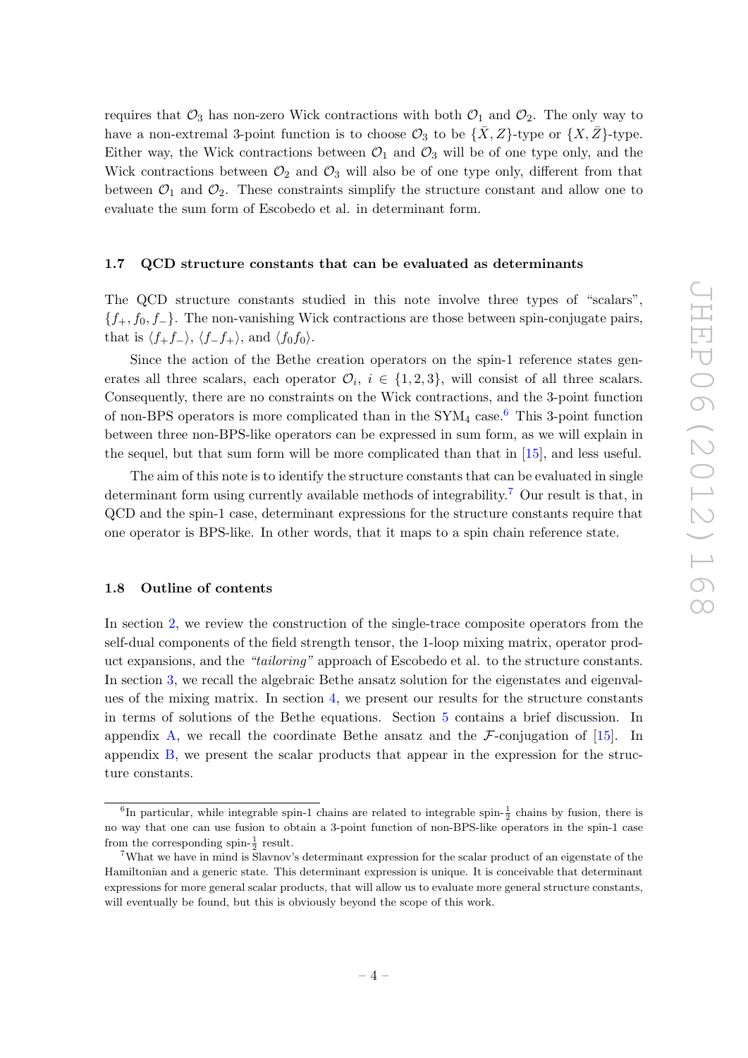requires that $\mathcal{O}_3$ has non-zero Wick contractions with both $\mathcal{O}_1$ and $\mathcal{O}_2$. The only way to have a non-extremal 3-point function is to choose $\mathcal{O}_3$ to be $\{\bar{X}, Z\}$-type or $\{X, \bar{Z}\}$-type. Either way, the Wick contractions between $\mathcal{O}_1$ and $\mathcal{O}_3$ will be of one type only, and the Wick contractions between $\mathcal{O}_2$ and $\mathcal{O}_3$ will also be of one type only, different from that between $\mathcal{O}_1$ and $\mathcal{O}_2$. These constraints simplify the structure constant and allow one to evaluate the sum form of Escobedo et al. in determinant form.

### 1.7 QCD structure constants that can be evaluated as determinants

The QCD structure constants studied in this note involve three types of "scalars", $\{f_+, f_0, f_-\}$. The non-vanishing Wick contractions are those between spin-conjugate pairs, that is $\langle f_+ f_- \rangle$, $\langle f_- f_+ \rangle$, and $\langle f_0 f_0 \rangle$.

Since the action of the Bethe creation operators on the spin-1 reference states generates all three scalars, each operator $\mathcal{O}_i$, $i \in \{1, 2, 3\}$, will consist of all three scalars. Consequently, there are no constraints on the Wick contractions, and the 3-point function of non-BPS operators is more complicated than in the SYM$_4$ case.[6] This 3-point function between three non-BPS-like operators can be expressed in sum form, as we will explain in the sequel, but that sum form will be more complicated than that in [15], and less useful.

The aim of this note is to identify the structure constants that can be evaluated in single determinant form using currently available methods of integrability.[7] Our result is that, in QCD and the spin-1 case, determinant expressions for the structure constants require that one operator is BPS-like. In other words, that it maps to a spin chain reference state.

### 1.8 Outline of contents

In section 2, we review the construction of the single-trace composite operators from the self-dual components of the field strength tensor, the 1-loop mixing matrix, operator product expansions, and the *"tailoring"* approach of Escobedo et al. to the structure constants. In section 3, we recall the algebraic Bethe ansatz solution for the eigenstates and eigenvalues of the mixing matrix. In section 4, we present our results for the structure constants in terms of solutions of the Bethe equations. Section 5 contains a brief discussion. In appendix A, we recall the coordinate Bethe ansatz and the $\mathcal{F}$-conjugation of [15]. In appendix B, we present the scalar products that appear in the expression for the structure constants.

---

[6] In particular, while integrable spin-1 chains are related to integrable spin-$\frac{1}{2}$ chains by fusion, there is no way that one can use fusion to obtain a 3-point function of non-BPS-like operators in the spin-1 case from the corresponding spin-$\frac{1}{2}$ result.

[7] What we have in mind is Slavnov's determinant expression for the scalar product of an eigenstate of the Hamiltonian and a generic state. This determinant expression is unique. It is conceivable that determinant expressions for more general scalar products, that will allow us to evaluate more general structure constants, will eventually be found, but this is obviously beyond the scope of this work.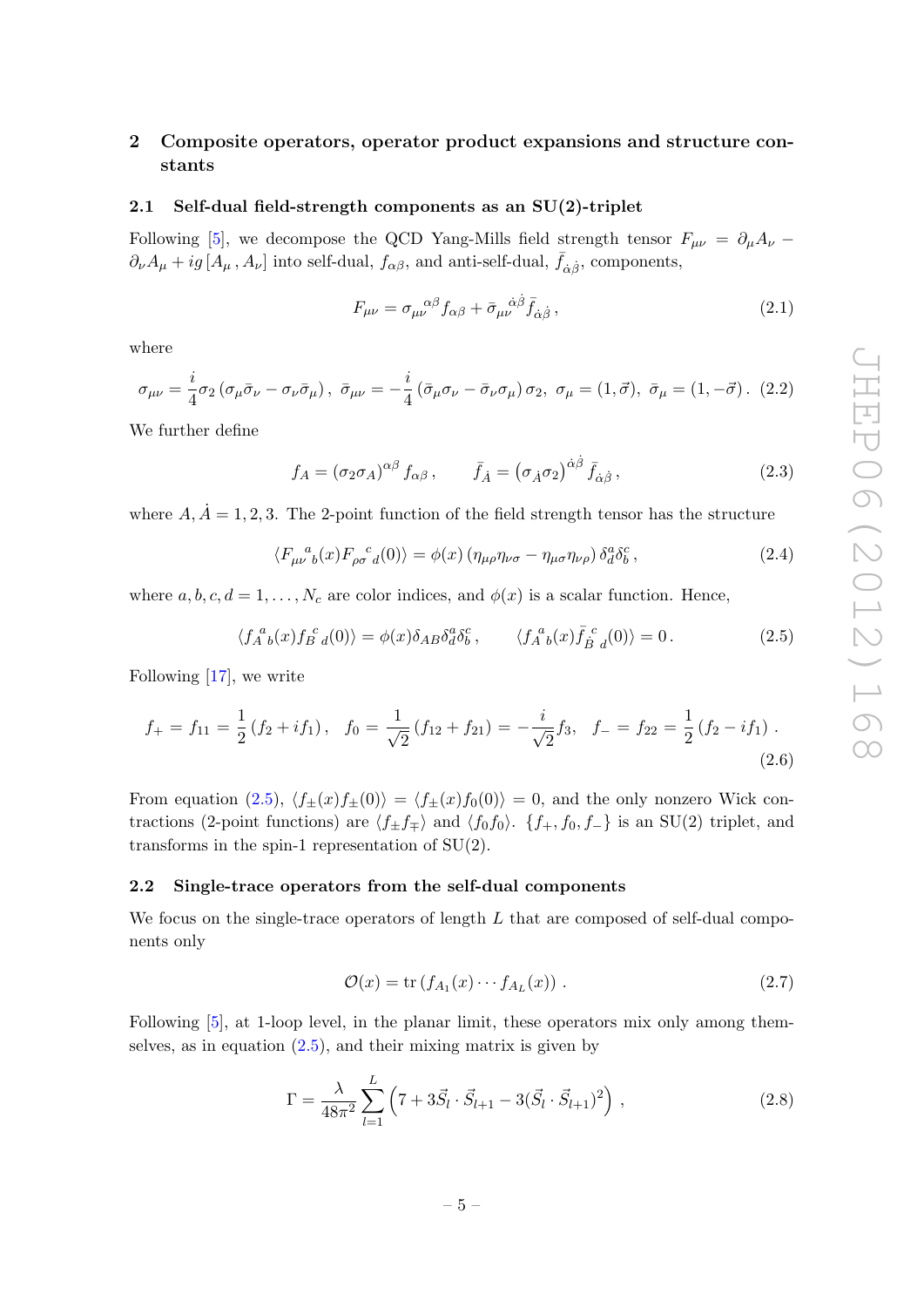## 2 Composite operators, operator product expansions and structure constants

### 2.1 Self-dual field-strength components as an SU(2)-triplet

Following [5], we decompose the QCD Yang-Mills field strength tensor $F_{\mu\nu} = \partial_\mu A_\nu - \partial_\nu A_\mu + ig\,[A_\mu\,, A_\nu]$ into self-dual, $f_{\alpha\beta}$, and anti-self-dual, $\bar{f}_{\dot{\alpha}\dot{\beta}}$, components,

$$F_{\mu\nu} = \sigma_{\mu\nu}{}^{\alpha\beta} f_{\alpha\beta} + \bar{\sigma}_{\mu\nu}{}^{\dot{\alpha}\dot{\beta}} \bar{f}_{\dot{\alpha}\dot{\beta}}\,, \tag{2.1}$$

where

$$\sigma_{\mu\nu} = \frac{i}{4}\sigma_2\left(\sigma_\mu\bar{\sigma}_\nu - \sigma_\nu\bar{\sigma}_\mu\right),\ \bar{\sigma}_{\mu\nu} = -\frac{i}{4}\left(\bar{\sigma}_\mu\sigma_\nu - \bar{\sigma}_\nu\sigma_\mu\right)\sigma_2,\ \sigma_\mu = (1,\vec{\sigma}),\ \bar{\sigma}_\mu = (1,-\vec{\sigma})\,. \tag{2.2}$$

We further define

$$f_A = \left(\sigma_2\sigma_A\right)^{\alpha\beta} f_{\alpha\beta}\,, \qquad \bar{f}_{\dot{A}} = \left(\sigma_{\dot{A}}\sigma_2\right)^{\dot{\alpha}\dot{\beta}} \bar{f}_{\dot{\alpha}\dot{\beta}}\,, \tag{2.3}$$

where $A, \dot{A} = 1,2,3$. The 2-point function of the field strength tensor has the structure

$$\langle F_{\mu\nu}{}^{a}{}_{b}(x) F_{\rho\sigma}{}^{c}{}_{d}(0)\rangle = \phi(x)\left(\eta_{\mu\rho}\eta_{\nu\sigma} - \eta_{\mu\sigma}\eta_{\nu\rho}\right)\delta^a_d\delta^c_b\,, \tag{2.4}$$

where $a,b,c,d = 1,\ldots,N_c$ are color indices, and $\phi(x)$ is a scalar function. Hence,

$$\langle f_A{}^{a}{}_{b}(x) f_B{}^{c}{}_{d}(0)\rangle = \phi(x)\delta_{AB}\delta^a_d\delta^c_b\,, \qquad \langle f_A{}^{a}{}_{b}(x) \bar{f}_B{}^{c}{}_{d}(0)\rangle = 0\,. \tag{2.5}$$

Following [17], we write

$$f_+ = f_{11} = \frac{1}{2}\left(f_2 + if_1\right),\quad f_0 = \frac{1}{\sqrt{2}}\left(f_{12} + f_{21}\right) = -\frac{i}{\sqrt{2}}f_3,\quad f_- = f_{22} = \frac{1}{2}\left(f_2 - if_1\right). \tag{2.6}$$

From equation (2.5), $\langle f_\pm(x) f_\pm(0)\rangle = \langle f_\pm(x) f_0(0)\rangle = 0$, and the only nonzero Wick contractions (2-point functions) are $\langle f_\pm f_\mp\rangle$ and $\langle f_0 f_0\rangle$. $\{f_+, f_0, f_-\}$ is an SU(2) triplet, and transforms in the spin-1 representation of SU(2).

### 2.2 Single-trace operators from the self-dual components

We focus on the single-trace operators of length $L$ that are composed of self-dual components only

$$\mathcal{O}(x) = \mathrm{tr}\left(f_{A_1}(x)\cdots f_{A_L}(x)\right)\,. \tag{2.7}$$

Following [5], at 1-loop level, in the planar limit, these operators mix only among themselves, as in equation (2.5), and their mixing matrix is given by

$$\Gamma = \frac{\lambda}{48\pi^2}\sum_{l=1}^{L}\left(7 + 3\vec{S}_l\cdot\vec{S}_{l+1} - 3(\vec{S}_l\cdot\vec{S}_{l+1})^2\right)\,, \tag{2.8}$$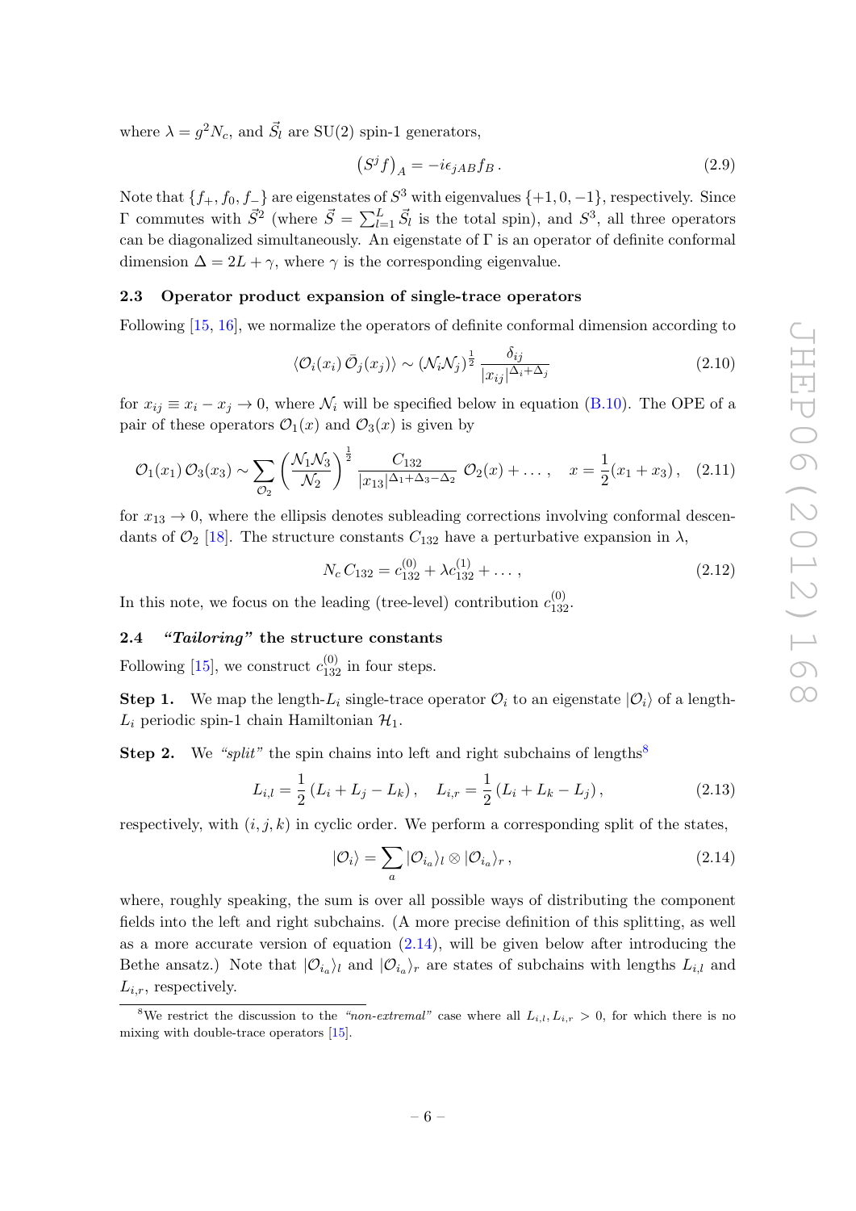where $\lambda = g^2 N_c$, and $\vec{S}_l$ are SU(2) spin-1 generators,

$$\left(S^j f\right)_A = -i\epsilon_{jAB} f_B \,. \tag{2.9}$$

Note that $\{f_+, f_0, f_-\}$ are eigenstates of $S^3$ with eigenvalues $\{+1, 0, -1\}$, respectively. Since $\Gamma$ commutes with $\vec{S}^2$ (where $\vec{S} = \sum_{l=1}^{L} \vec{S}_l$ is the total spin), and $S^3$, all three operators can be diagonalized simultaneously. An eigenstate of $\Gamma$ is an operator of definite conformal dimension $\Delta = 2L + \gamma$, where $\gamma$ is the corresponding eigenvalue.

### 2.3 Operator product expansion of single-trace operators

Following [15, 16], we normalize the operators of definite conformal dimension according to

$$\langle \mathcal{O}_i(x_i)\, \bar{\mathcal{O}}_j(x_j)\rangle \sim (\mathcal{N}_i \mathcal{N}_j)^{\frac{1}{2}} \frac{\delta_{ij}}{|x_{ij}|^{\Delta_i + \Delta_j}} \tag{2.10}$$

for $x_{ij} \equiv x_i - x_j \to 0$, where $\mathcal{N}_i$ will be specified below in equation (B.10). The OPE of a pair of these operators $\mathcal{O}_1(x)$ and $\mathcal{O}_3(x)$ is given by

$$\mathcal{O}_1(x_1)\, \mathcal{O}_3(x_3) \sim \sum_{\mathcal{O}_2} \left(\frac{\mathcal{N}_1 \mathcal{N}_3}{\mathcal{N}_2}\right)^{\frac{1}{2}} \frac{C_{132}}{|x_{13}|^{\Delta_1 + \Delta_3 - \Delta_2}}\, \mathcal{O}_2(x) + \ldots\,, \quad x = \frac{1}{2}(x_1 + x_3)\,, \tag{2.11}$$

for $x_{13} \to 0$, where the ellipsis denotes subleading corrections involving conformal descendants of $\mathcal{O}_2$ [18]. The structure constants $C_{132}$ have a perturbative expansion in $\lambda$,

$$N_c\, C_{132} = c_{132}^{(0)} + \lambda c_{132}^{(1)} + \ldots\,, \tag{2.12}$$

In this note, we focus on the leading (tree-level) contribution $c_{132}^{(0)}$.

### 2.4 *"Tailoring"* the structure constants

Following [15], we construct $c_{132}^{(0)}$ in four steps.

**Step 1.** We map the length-$L_i$ single-trace operator $\mathcal{O}_i$ to an eigenstate $|\mathcal{O}_i\rangle$ of a length-$L_i$ periodic spin-1 chain Hamiltonian $\mathcal{H}_1$.

**Step 2.** We *"split"* the spin chains into left and right subchains of lengths[8]

$$L_{i,l} = \frac{1}{2}\left(L_i + L_j - L_k\right), \quad L_{i,r} = \frac{1}{2}\left(L_i + L_k - L_j\right), \tag{2.13}$$

respectively, with $(i, j, k)$ in cyclic order. We perform a corresponding split of the states,

$$|\mathcal{O}_i\rangle = \sum_a |\mathcal{O}_{i_a}\rangle_l \otimes |\mathcal{O}_{i_a}\rangle_r\,, \tag{2.14}$$

where, roughly speaking, the sum is over all possible ways of distributing the component fields into the left and right subchains. (A more precise definition of this splitting, as well as a more accurate version of equation (2.14), will be given below after introducing the Bethe ansatz.) Note that $|\mathcal{O}_{i_a}\rangle_l$ and $|\mathcal{O}_{i_a}\rangle_r$ are states of subchains with lengths $L_{i,l}$ and $L_{i,r}$, respectively.

---

[8] We restrict the discussion to the *"non-extremal"* case where all $L_{i,l}, L_{i,r} > 0$, for which there is no mixing with double-trace operators [15].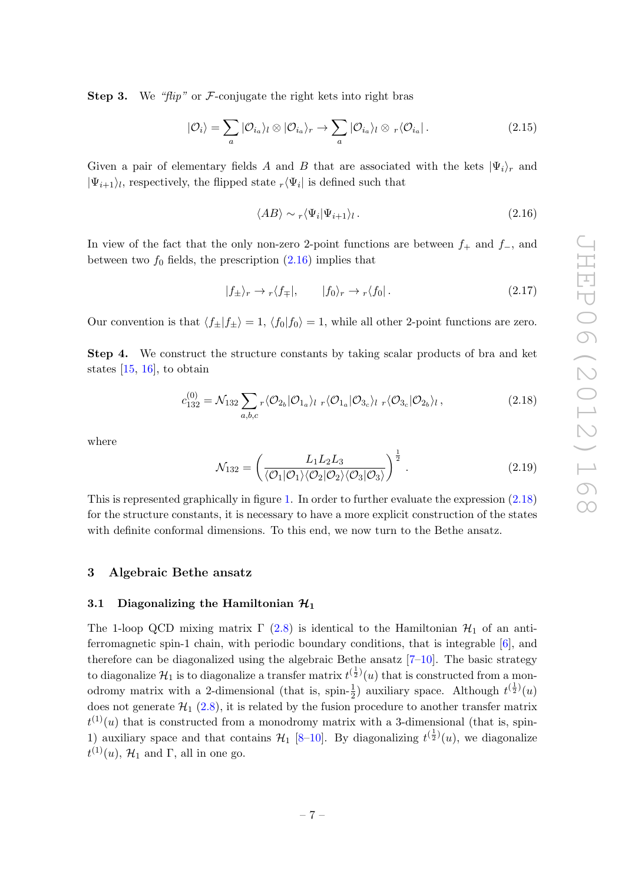**Step 3.** We *"flip"* or $\mathcal{F}$-conjugate the right kets into right bras

$$|\mathcal{O}_i\rangle = \sum_a |\mathcal{O}_{i_a}\rangle_l \otimes |\mathcal{O}_{i_a}\rangle_r \rightarrow \sum_a |\mathcal{O}_{i_a}\rangle_l \otimes {}_r\langle\mathcal{O}_{i_a}| \,. \tag{2.15}$$

Given a pair of elementary fields $A$ and $B$ that are associated with the kets $|\Psi_i\rangle_r$ and $|\Psi_{i+1}\rangle_l$, respectively, the flipped state ${}_r\langle\Psi_i|$ is defined such that

$$\langle AB\rangle \sim {}_r\langle\Psi_i|\Psi_{i+1}\rangle_l \,. \tag{2.16}$$

In view of the fact that the only non-zero 2-point functions are between $f_+$ and $f_-$, and between two $f_0$ fields, the prescription (2.16) implies that

$$|f_\pm\rangle_r \rightarrow {}_r\langle f_\mp| \,, \qquad |f_0\rangle_r \rightarrow {}_r\langle f_0| \,. \tag{2.17}$$

Our convention is that $\langle f_\pm|f_\pm\rangle = 1$, $\langle f_0|f_0\rangle = 1$, while all other 2-point functions are zero.

**Step 4.** We construct the structure constants by taking scalar products of bra and ket states [15, 16], to obtain

$$c^{(0)}_{132} = \mathcal{N}_{132} \sum_{a,b,c} {}_r\langle\mathcal{O}_{2_b}|\mathcal{O}_{1_a}\rangle_l \; {}_r\langle\mathcal{O}_{1_a}|\mathcal{O}_{3_c}\rangle_l \; {}_r\langle\mathcal{O}_{3_c}|\mathcal{O}_{2_b}\rangle_l \,, \tag{2.18}$$

where

$$\mathcal{N}_{132} = \left(\frac{L_1 L_2 L_3}{\langle\mathcal{O}_1|\mathcal{O}_1\rangle\langle\mathcal{O}_2|\mathcal{O}_2\rangle\langle\mathcal{O}_3|\mathcal{O}_3\rangle}\right)^{\frac{1}{2}} \,. \tag{2.19}$$

This is represented graphically in figure 1. In order to further evaluate the expression (2.18) for the structure constants, it is necessary to have a more explicit construction of the states with definite conformal dimensions. To this end, we now turn to the Bethe ansatz.

# 3 Algebraic Bethe ansatz

## 3.1 Diagonalizing the Hamiltonian $\mathcal{H}_1$

The 1-loop QCD mixing matrix $\Gamma$ (2.8) is identical to the Hamiltonian $\mathcal{H}_1$ of an anti-ferromagnetic spin-1 chain, with periodic boundary conditions, that is integrable [6], and therefore can be diagonalized using the algebraic Bethe ansatz [7–10]. The basic strategy to diagonalize $\mathcal{H}_1$ is to diagonalize a transfer matrix $t^{(\frac{1}{2})}(u)$ that is constructed from a monodromy matrix with a 2-dimensional (that is, spin-$\frac{1}{2}$) auxiliary space. Although $t^{(\frac{1}{2})}(u)$ does not generate $\mathcal{H}_1$ (2.8), it is related by the fusion procedure to another transfer matrix $t^{(1)}(u)$ that is constructed from a monodromy matrix with a 3-dimensional (that is, spin-1) auxiliary space and that contains $\mathcal{H}_1$ [8–10]. By diagonalizing $t^{(\frac{1}{2})}(u)$, we diagonalize $t^{(1)}(u)$, $\mathcal{H}_1$ and $\Gamma$, all in one go.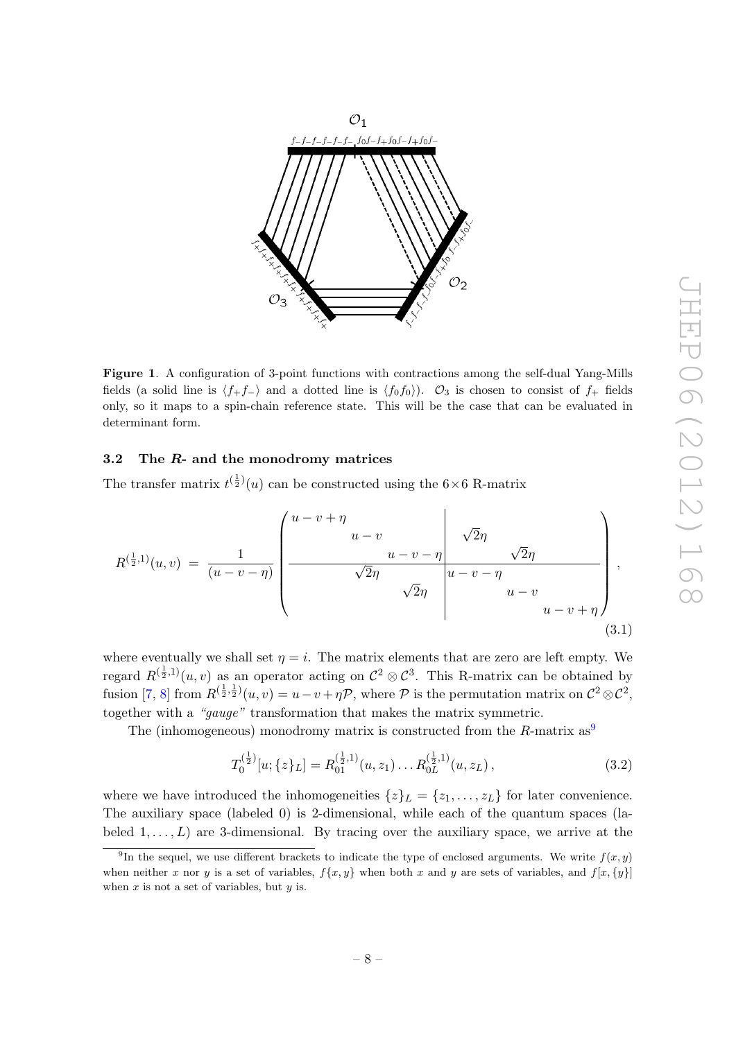**Figure 1**. A configuration of 3-point functions with contractions among the self-dual Yang-Mills fields (a solid line is $\langle f_+ f_- \rangle$ and a dotted line is $\langle f_0 f_0 \rangle$). $\mathcal{O}_3$ is chosen to consist of $f_+$ fields only, so it maps to a spin-chain reference state. This will be the case that can be evaluated in determinant form.

### 3.2 The $R$- and the monodromy matrices

The transfer matrix $t^{(\frac{1}{2})}(u)$ can be constructed using the $6\times 6$ R-matrix

$$
R^{(\frac{1}{2},1)}(u,v) \;=\; \frac{1}{(u-v-\eta)} \left(\begin{array}{ccc|ccc}
u-v+\eta & & & & & \\
 & u-v & & \sqrt{2}\eta & & \\
 & & u-v-\eta & & \sqrt{2}\eta & \\
\hline
 & \sqrt{2}\eta & & u-v-\eta & & \\
 & & \sqrt{2}\eta & & u-v & \\
 & & & & & u-v+\eta
\end{array}\right), \tag{3.1}
$$

where eventually we shall set $\eta = i$. The matrix elements that are zero are left empty. We regard $R^{(\frac{1}{2},1)}(u,v)$ as an operator acting on $\mathcal{C}^2 \otimes \mathcal{C}^3$. This R-matrix can be obtained by fusion [7, 8] from $R^{(\frac{1}{2},\frac{1}{2})}(u,v) = u - v + \eta\mathcal{P}$, where $\mathcal{P}$ is the permutation matrix on $\mathcal{C}^2 \otimes \mathcal{C}^2$, together with a *"gauge"* transformation that makes the matrix symmetric.

The (inhomogeneous) monodromy matrix is constructed from the $R$-matrix as[9]

$$
T_0^{(\frac{1}{2})}[u;\{z\}_L] = R_{01}^{(\frac{1}{2},1)}(u,z_1)\ldots R_{0L}^{(\frac{1}{2},1)}(u,z_L)\,, \tag{3.2}
$$

where we have introduced the inhomogeneities $\{z\}_L = \{z_1,\ldots,z_L\}$ for later convenience. The auxiliary space (labeled 0) is 2-dimensional, while each of the quantum spaces (labeled $1,\ldots,L$) are 3-dimensional. By tracing over the auxiliary space, we arrive at the

[9] In the sequel, we use different brackets to indicate the type of enclosed arguments. We write $f(x,y)$ when neither $x$ nor $y$ is a set of variables, $f\{x,y\}$ when both $x$ and $y$ are sets of variables, and $f[x,\{y\}]$ when $x$ is not a set of variables, but $y$ is.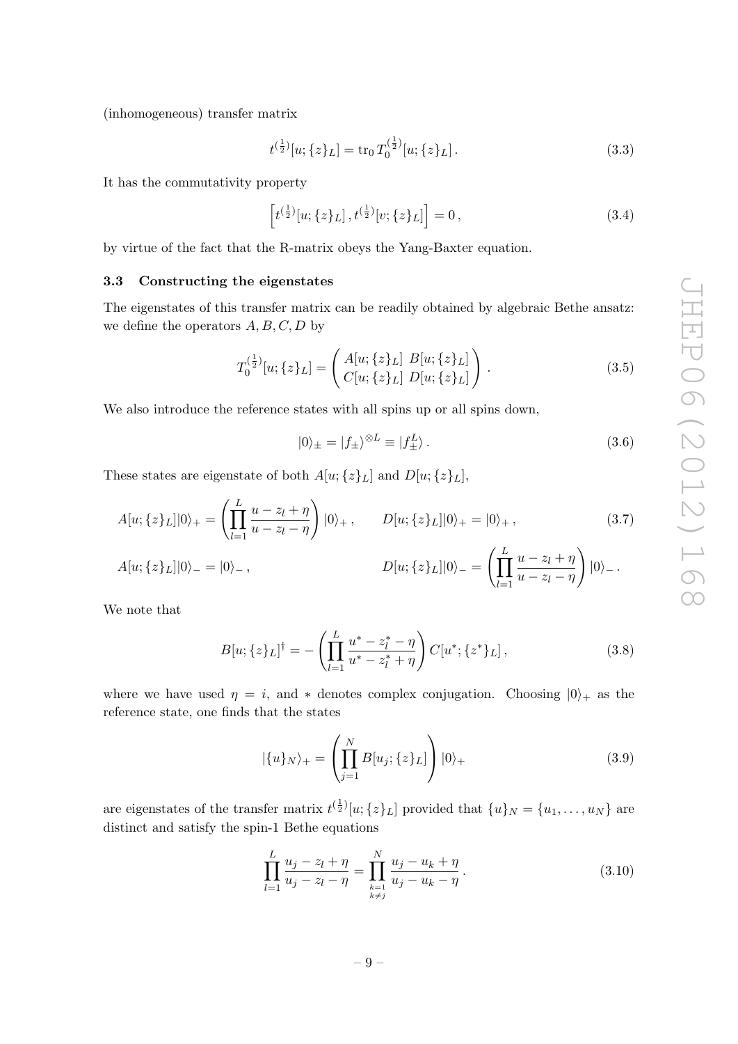(inhomogeneous) transfer matrix

$$t^{(\frac{1}{2})}[u;\{z\}_L] = \mathrm{tr}_0\, T_0^{(\frac{1}{2})}[u;\{z\}_L]\,. \tag{3.3}$$

It has the commutativity property

$$\left[t^{(\frac{1}{2})}[u;\{z\}_L]\,, t^{(\frac{1}{2})}[v;\{z\}_L]\right] = 0\,, \tag{3.4}$$

by virtue of the fact that the R-matrix obeys the Yang-Baxter equation.

### 3.3 Constructing the eigenstates

The eigenstates of this transfer matrix can be readily obtained by algebraic Bethe ansatz: we define the operators $A, B, C, D$ by

$$T_0^{(\frac{1}{2})}[u;\{z\}_L] = \begin{pmatrix} A[u;\{z\}_L] & B[u;\{z\}_L] \\ C[u;\{z\}_L] & D[u;\{z\}_L] \end{pmatrix}\,. \tag{3.5}$$

We also introduce the reference states with all spins up or all spins down,

$$|0\rangle_\pm = |f_\pm\rangle^{\otimes L} \equiv |f_\pm^L\rangle\,. \tag{3.6}$$

These states are eigenstate of both $A[u;\{z\}_L]$ and $D[u;\{z\}_L]$,

$$A[u;\{z\}_L]|0\rangle_+ = \left(\prod_{l=1}^{L} \frac{u - z_l + \eta}{u - z_l - \eta}\right)|0\rangle_+\,, \qquad D[u;\{z\}_L]|0\rangle_+ = |0\rangle_+\,, \tag{3.7}$$

$$A[u;\{z\}_L]|0\rangle_- = |0\rangle_-\,, \qquad D[u;\{z\}_L]|0\rangle_- = \left(\prod_{l=1}^{L} \frac{u - z_l + \eta}{u - z_l - \eta}\right)|0\rangle_-\,.$$

We note that

$$B[u;\{z\}_L]^\dagger = -\left(\prod_{l=1}^{L} \frac{u^* - z_l^* - \eta}{u^* - z_l^* + \eta}\right) C[u^*;\{z^*\}_L]\,, \tag{3.8}$$

where we have used $\eta = i$, and $*$ denotes complex conjugation. Choosing $|0\rangle_+$ as the reference state, one finds that the states

$$|\{u\}_N\rangle_+ = \left(\prod_{j=1}^{N} B[u_j;\{z\}_L]\right)|0\rangle_+ \tag{3.9}$$

are eigenstates of the transfer matrix $t^{(\frac{1}{2})}[u;\{z\}_L]$ provided that $\{u\}_N = \{u_1, \ldots, u_N\}$ are distinct and satisfy the spin-1 Bethe equations

$$\prod_{l=1}^{L} \frac{u_j - z_l + \eta}{u_j - z_l - \eta} = \prod_{\substack{k=1 \\ k\neq j}}^{N} \frac{u_j - u_k + \eta}{u_j - u_k - \eta}\,. \tag{3.10}$$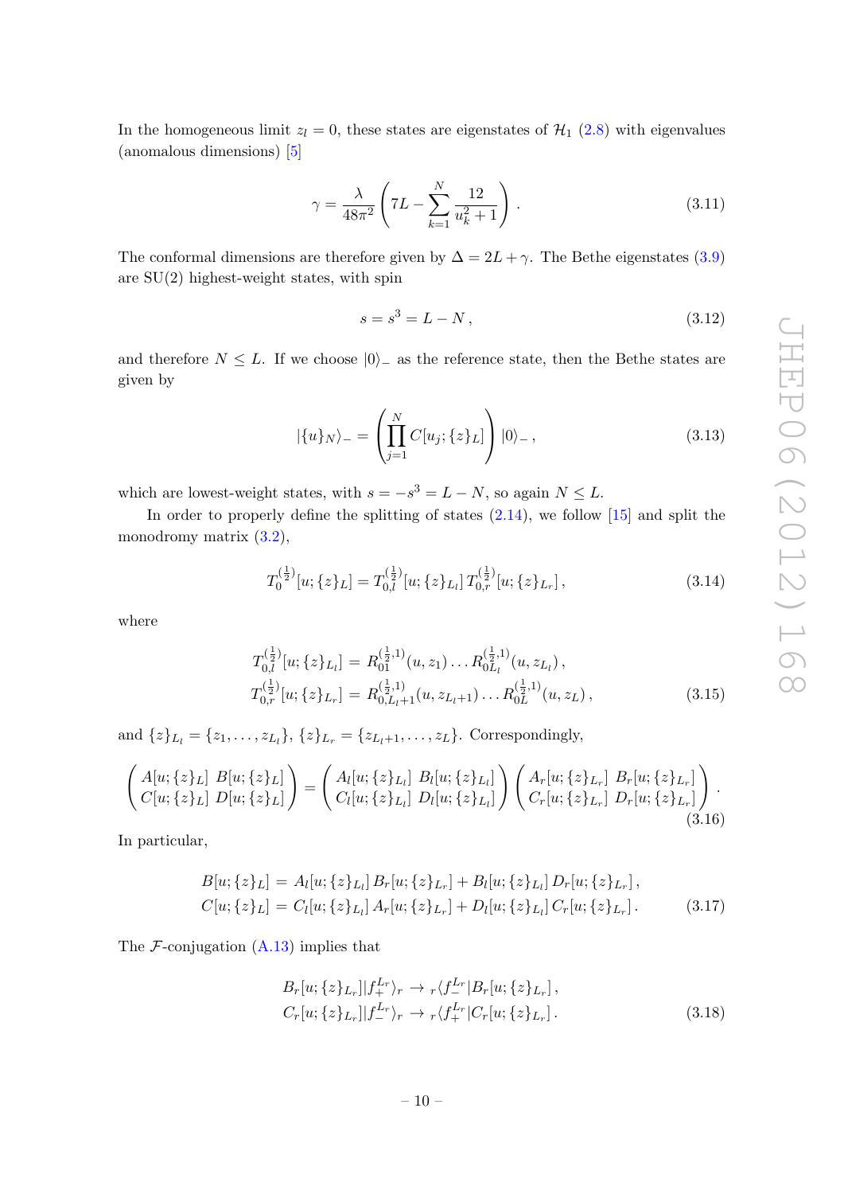In the homogeneous limit $z_l = 0$, these states are eigenstates of $\mathcal{H}_1$ (2.8) with eigenvalues (anomalous dimensions) [5]

$$\gamma = \frac{\lambda}{48\pi^2}\left(7L - \sum_{k=1}^{N} \frac{12}{u_k^2+1}\right). \tag{3.11}$$

The conformal dimensions are therefore given by $\Delta = 2L + \gamma$. The Bethe eigenstates (3.9) are SU(2) highest-weight states, with spin

$$s = s^3 = L - N\,, \tag{3.12}$$

and therefore $N \leq L$. If we choose $|0\rangle_-$ as the reference state, then the Bethe states are given by

$$|\{u\}_N\rangle_- = \left(\prod_{j=1}^{N} C[u_j;\{z\}_L]\right)|0\rangle_-\,, \tag{3.13}$$

which are lowest-weight states, with $s = -s^3 = L - N$, so again $N \leq L$.

In order to properly define the splitting of states (2.14), we follow [15] and split the monodromy matrix (3.2),

$$T_0^{(\frac{1}{2})}[u;\{z\}_L] = T_{0,l}^{(\frac{1}{2})}[u;\{z\}_{L_l}]\, T_{0,r}^{(\frac{1}{2})}[u;\{z\}_{L_r}]\,, \tag{3.14}$$

where

$$\begin{aligned} T_{0,l}^{(\frac{1}{2})}[u;\{z\}_{L_l}] &= R_{01}^{(\frac{1}{2},1)}(u,z_1)\ldots R_{0L_l}^{(\frac{1}{2},1)}(u,z_{L_l})\,,\\ T_{0,r}^{(\frac{1}{2})}[u;\{z\}_{L_r}] &= R_{0,L_l+1}^{(\frac{1}{2},1)}(u,z_{L_l+1})\ldots R_{0L}^{(\frac{1}{2},1)}(u,z_L)\,, \end{aligned} \tag{3.15}$$

and $\{z\}_{L_l} = \{z_1,\ldots,z_{L_l}\}$, $\{z\}_{L_r} = \{z_{L_l+1},\ldots,z_L\}$. Correspondingly,

$$\begin{pmatrix} A[u;\{z\}_L] & B[u;\{z\}_L]\\ C[u;\{z\}_L] & D[u;\{z\}_L]\end{pmatrix} = \begin{pmatrix} A_l[u;\{z\}_{L_l}] & B_l[u;\{z\}_{L_l}]\\ C_l[u;\{z\}_{L_l}] & D_l[u;\{z\}_{L_l}]\end{pmatrix}\begin{pmatrix} A_r[u;\{z\}_{L_r}] & B_r[u;\{z\}_{L_r}]\\ C_r[u;\{z\}_{L_r}] & D_r[u;\{z\}_{L_r}]\end{pmatrix}. \tag{3.16}$$

In particular,

$$\begin{aligned} B[u;\{z\}_L] &= A_l[u;\{z\}_{L_l}]\,B_r[u;\{z\}_{L_r}] + B_l[u;\{z\}_{L_l}]\,D_r[u;\{z\}_{L_r}]\,,\\ C[u;\{z\}_L] &= C_l[u;\{z\}_{L_l}]\,A_r[u;\{z\}_{L_r}] + D_l[u;\{z\}_{L_l}]\,C_r[u;\{z\}_{L_r}]\,. \end{aligned} \tag{3.17}$$

The $\mathcal{F}$-conjugation (A.13) implies that

$$\begin{aligned} B_r[u;\{z\}_{L_r}]|f_+^{L_r}\rangle_r &\to {}_r\langle f_-^{L_r}|B_r[u;\{z\}_{L_r}]\,,\\ C_r[u;\{z\}_{L_r}]|f_-^{L_r}\rangle_r &\to {}_r\langle f_+^{L_r}|C_r[u;\{z\}_{L_r}]\,. \end{aligned} \tag{3.18}$$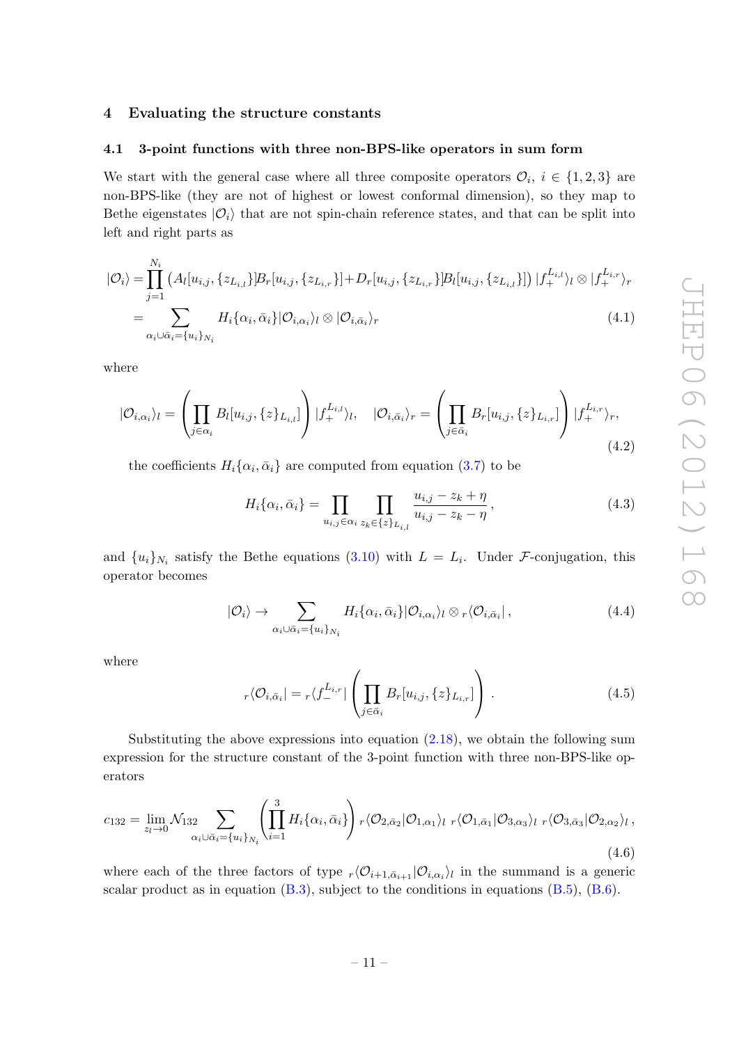## 4 Evaluating the structure constants

### 4.1 3-point functions with three non-BPS-like operators in sum form

We start with the general case where all three composite operators $\mathcal{O}_i$, $i \in \{1,2,3\}$ are non-BPS-like (they are not of highest or lowest conformal dimension), so they map to Bethe eigenstates $|\mathcal{O}_i\rangle$ that are not spin-chain reference states, and that can be split into left and right parts as

$$
\begin{aligned}
|\mathcal{O}_i\rangle &= \prod_{j=1}^{N_i} \left( A_l[u_{i,j}, \{z_{L_{i,l}}\}] B_r[u_{i,j}, \{z_{L_{i,r}}\}] + D_r[u_{i,j}, \{z_{L_{i,r}}\}] B_l[u_{i,j}, \{z_{L_{i,l}}\}] \right) |f_+^{L_{i,l}}\rangle_l \otimes |f_+^{L_{i,r}}\rangle_r \\
&= \sum_{\alpha_i \cup \bar{\alpha}_i = \{u_i\}_{N_i}} H_i\{\alpha_i, \bar{\alpha}_i\} |\mathcal{O}_{i,\alpha_i}\rangle_l \otimes |\mathcal{O}_{i,\bar{\alpha}_i}\rangle_r
\end{aligned}
\tag{4.1}
$$

where

$$
|\mathcal{O}_{i,\alpha_i}\rangle_l = \left( \prod_{j \in \alpha_i} B_l[u_{i,j}, \{z\}_{L_{i,l}}] \right) |f_+^{L_{i,l}}\rangle_l, \quad |\mathcal{O}_{i,\bar{\alpha}_i}\rangle_r = \left( \prod_{j \in \bar{\alpha}_i} B_r[u_{i,j}, \{z\}_{L_{i,r}}] \right) |f_+^{L_{i,r}}\rangle_r,
\tag{4.2}
$$

the coefficients $H_i\{\alpha_i, \bar{\alpha}_i\}$ are computed from equation (3.7) to be

$$
H_i\{\alpha_i, \bar{\alpha}_i\} = \prod_{u_{i,j} \in \alpha_i} \prod_{z_k \in \{z\}_{L_{i,l}}} \frac{u_{i,j} - z_k + \eta}{u_{i,j} - z_k - \eta},
\tag{4.3}
$$

and $\{u_i\}_{N_i}$ satisfy the Bethe equations (3.10) with $L = L_i$. Under $\mathcal{F}$-conjugation, this operator becomes

$$
|\mathcal{O}_i\rangle \to \sum_{\alpha_i \cup \bar{\alpha}_i = \{u_i\}_{N_i}} H_i\{\alpha_i, \bar{\alpha}_i\} |\mathcal{O}_{i,\alpha_i}\rangle_l \otimes {}_r\langle \mathcal{O}_{i,\bar{\alpha}_i}|,
\tag{4.4}
$$

where

$$
{}_r\langle \mathcal{O}_{i,\bar{\alpha}_i}| = {}_r\langle f_-^{L_{i,r}}| \left( \prod_{j \in \bar{\alpha}_i} B_r[u_{i,j}, \{z\}_{L_{i,r}}] \right).
\tag{4.5}
$$

Substituting the above expressions into equation (2.18), we obtain the following sum expression for the structure constant of the 3-point function with three non-BPS-like operators

$$
c_{132} = \lim_{z_l \to 0} \mathcal{N}_{132} \sum_{\alpha_i \cup \bar{\alpha}_i = \{u_i\}_{N_i}} \left( \prod_{i=1}^{3} H_i\{\alpha_i, \bar{\alpha}_i\} \right) {}_r\langle \mathcal{O}_{2,\bar{\alpha}_2} | \mathcal{O}_{1,\alpha_1}\rangle_l \; {}_r\langle \mathcal{O}_{1,\bar{\alpha}_1} | \mathcal{O}_{3,\alpha_3}\rangle_l \; {}_r\langle \mathcal{O}_{3,\bar{\alpha}_3} | \mathcal{O}_{2,\alpha_2}\rangle_l ,
\tag{4.6}
$$

where each of the three factors of type ${}_r\langle \mathcal{O}_{i+1,\bar{\alpha}_{i+1}} | \mathcal{O}_{i,\alpha_i}\rangle_l$ in the summand is a generic scalar product as in equation (B.3), subject to the conditions in equations (B.5), (B.6).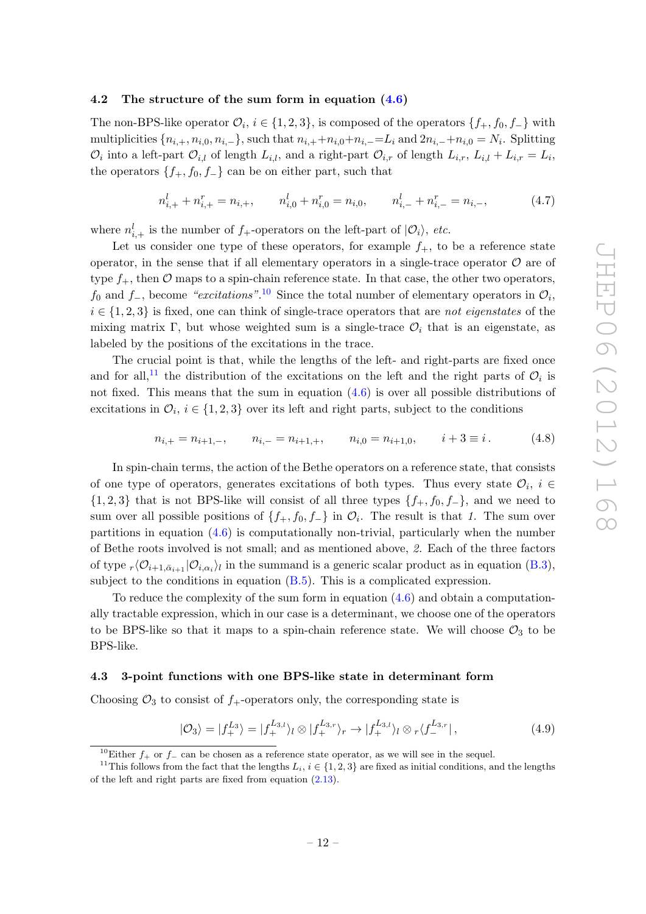### 4.2 The structure of the sum form in equation (4.6)

The non-BPS-like operator $\mathcal{O}_i$, $i \in \{1,2,3\}$, is composed of the operators $\{f_+, f_0, f_-\}$ with multiplicities $\{n_{i,+}, n_{i,0}, n_{i,-}\}$, such that $n_{i,+}+n_{i,0}+n_{i,-}=L_i$ and $2n_{i,-}+n_{i,0}=N_i$. Splitting $\mathcal{O}_i$ into a left-part $\mathcal{O}_{i,l}$ of length $L_{i,l}$, and a right-part $\mathcal{O}_{i,r}$ of length $L_{i,r}$, $L_{i,l}+L_{i,r}=L_i$, the operators $\{f_+, f_0, f_-\}$ can be on either part, such that

$$n^l_{i,+} + n^r_{i,+} = n_{i,+}, \qquad n^l_{i,0} + n^r_{i,0} = n_{i,0}, \qquad n^l_{i,-} + n^r_{i,-} = n_{i,-}, \tag{4.7}$$

where $n^l_{i,+}$ is the number of $f_+$-operators on the left-part of $|\mathcal{O}_i\rangle$, *etc.*

Let us consider one type of these operators, for example $f_+$, to be a reference state operator, in the sense that if all elementary operators in a single-trace operator $\mathcal{O}$ are of type $f_+$, then $\mathcal{O}$ maps to a spin-chain reference state. In that case, the other two operators, $f_0$ and $f_-$, become *"excitations"*.[10] Since the total number of elementary operators in $\mathcal{O}_i$, $i \in \{1,2,3\}$ is fixed, one can think of single-trace operators that are *not eigenstates* of the mixing matrix $\Gamma$, but whose weighted sum is a single-trace $\mathcal{O}_i$ that is an eigenstate, as labeled by the positions of the excitations in the trace.

The crucial point is that, while the lengths of the left- and right-parts are fixed once and for all,[11] the distribution of the excitations on the left and the right parts of $\mathcal{O}_i$ is not fixed. This means that the sum in equation (4.6) is over all possible distributions of excitations in $\mathcal{O}_i$, $i \in \{1,2,3\}$ over its left and right parts, subject to the conditions

$$n_{i,+} = n_{i+1,-}, \qquad n_{i,-} = n_{i+1,+}, \qquad n_{i,0} = n_{i+1,0}, \qquad i+3 \equiv i\,. \tag{4.8}$$

In spin-chain terms, the action of the Bethe operators on a reference state, that consists of one type of operators, generates excitations of both types. Thus every state $\mathcal{O}_i$, $i \in \{1,2,3\}$ that is not BPS-like will consist of all three types $\{f_+, f_0, f_-\}$, and we need to sum over all possible positions of $\{f_+, f_0, f_-\}$ in $\mathcal{O}_i$. The result is that *1.* The sum over partitions in equation (4.6) is computationally non-trivial, particularly when the number of Bethe roots involved is not small; and as mentioned above, *2.* Each of the three factors of type ${}_r\langle \mathcal{O}_{i+1,\bar{\alpha}_{i+1}} | \mathcal{O}_{i,\alpha_i}\rangle_l$ in the summand is a generic scalar product as in equation (B.3), subject to the conditions in equation (B.5). This is a complicated expression.

To reduce the complexity of the sum form in equation (4.6) and obtain a computationally tractable expression, which in our case is a determinant, we choose one of the operators to be BPS-like so that it maps to a spin-chain reference state. We will choose $\mathcal{O}_3$ to be BPS-like.

### 4.3 3-point functions with one BPS-like state in determinant form

Choosing $\mathcal{O}_3$ to consist of $f_+$-operators only, the corresponding state is

$$|\mathcal{O}_3\rangle = |f_+^{L_3}\rangle = |f_+^{L_{3,l}}\rangle_l \otimes |f_+^{L_{3,r}}\rangle_r \to |f_+^{L_{3,l}}\rangle_l \otimes {}_r\langle f_-^{L_{3,r}}|\,, \tag{4.9}$$

[10] Either $f_+$ or $f_-$ can be chosen as a reference state operator, as we will see in the sequel.

[11] This follows from the fact that the lengths $L_i$, $i \in \{1,2,3\}$ are fixed as initial conditions, and the lengths of the left and right parts are fixed from equation (2.13).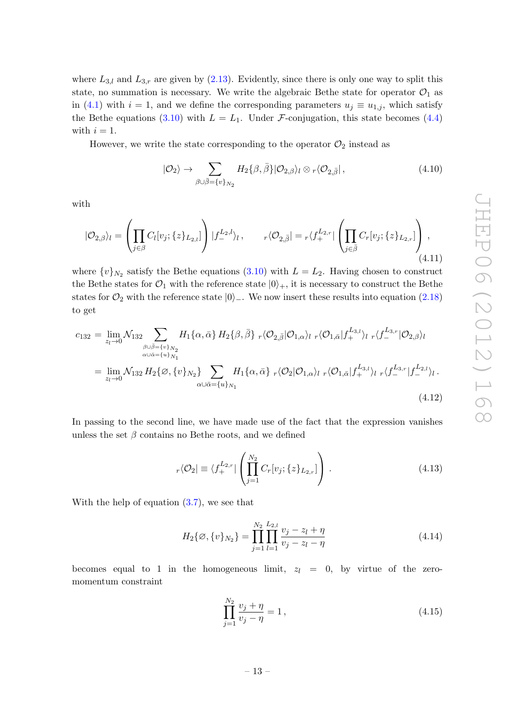where $L_{3,l}$ and $L_{3,r}$ are given by (2.13). Evidently, since there is only one way to split this state, no summation is necessary. We write the algebraic Bethe state for operator $\mathcal{O}_1$ as in (4.1) with $i = 1$, and we define the corresponding parameters $u_j \equiv u_{1,j}$, which satisfy the Bethe equations (3.10) with $L = L_1$. Under $\mathcal{F}$-conjugation, this state becomes (4.4) with $i = 1$.

However, we write the state corresponding to the operator $\mathcal{O}_2$ instead as

$$|\mathcal{O}_2\rangle \to \sum_{\beta\cup\bar{\beta}=\{v\}_{N_2}} H_2\{\beta,\bar{\beta}\}|\mathcal{O}_{2,\beta}\rangle_l \otimes {}_r\langle\mathcal{O}_{2,\bar{\beta}}|\,, \tag{4.10}$$

with

$$|\mathcal{O}_{2,\beta}\rangle_l = \left(\prod_{j\in\beta} C_l[v_j;\{z\}_{L_{2,l}}]\right)|f_-^{L_{2,l}}\rangle_l\,, \qquad {}_r\langle\mathcal{O}_{2,\bar{\beta}}| = {}_r\langle f_+^{L_{2,r}}|\left(\prod_{j\in\bar{\beta}} C_r[v_j;\{z\}_{L_{2,r}}]\right), \tag{4.11}$$

where $\{v\}_{N_2}$ satisfy the Bethe equations (3.10) with $L = L_2$. Having chosen to construct the Bethe states for $\mathcal{O}_1$ with the reference state $|0\rangle_+$, it is necessary to construct the Bethe states for $\mathcal{O}_2$ with the reference state $|0\rangle_-$. We now insert these results into equation (2.18) to get

$$\begin{aligned}
c_{132} &= \lim_{z_l\to 0}\mathcal{N}_{132}\sum_{\substack{\beta\cup\bar{\beta}=\{v\}_{N_2}\\ \alpha\cup\bar{\alpha}=\{u\}_{N_1}}} H_1\{\alpha,\bar{\alpha}\}\,H_2\{\beta,\bar{\beta}\}\;{}_r\langle\mathcal{O}_{2,\bar{\beta}}|\mathcal{O}_{1,\alpha}\rangle_l\;{}_r\langle\mathcal{O}_{1,\bar{\alpha}}|f_+^{L_{3,l}}\rangle_l\;{}_r\langle f_-^{L_{3,r}}|\mathcal{O}_{2,\beta}\rangle_l \\
&= \lim_{z_l\to 0}\mathcal{N}_{132}\,H_2\{\varnothing,\{v\}_{N_2}\}\sum_{\alpha\cup\bar{\alpha}=\{u\}_{N_1}} H_1\{\alpha,\bar{\alpha}\}\;{}_r\langle\mathcal{O}_2|\mathcal{O}_{1,\alpha}\rangle_l\;{}_r\langle\mathcal{O}_{1,\bar{\alpha}}|f_+^{L_{3,l}}\rangle_l\;{}_r\langle f_-^{L_{3,r}}|f_-^{L_{2,l}}\rangle_l\,.
\end{aligned} \tag{4.12}$$

In passing to the second line, we have made use of the fact that the expression vanishes unless the set $\beta$ contains no Bethe roots, and we defined

$${}_r\langle\mathcal{O}_2| \equiv \langle f_+^{L_{2,r}}|\left(\prod_{j=1}^{N_2} C_r[v_j;\{z\}_{L_{2,r}}]\right)\,. \tag{4.13}$$

With the help of equation (3.7), we see that

$$H_2\{\varnothing,\{v\}_{N_2}\} = \prod_{j=1}^{N_2}\prod_{l=1}^{L_{2,l}}\frac{v_j - z_l + \eta}{v_j - z_l - \eta} \tag{4.14}$$

becomes equal to 1 in the homogeneous limit, $z_l = 0$, by virtue of the zero-momentum constraint

$$\prod_{j=1}^{N_2}\frac{v_j + \eta}{v_j - \eta} = 1\,, \tag{4.15}$$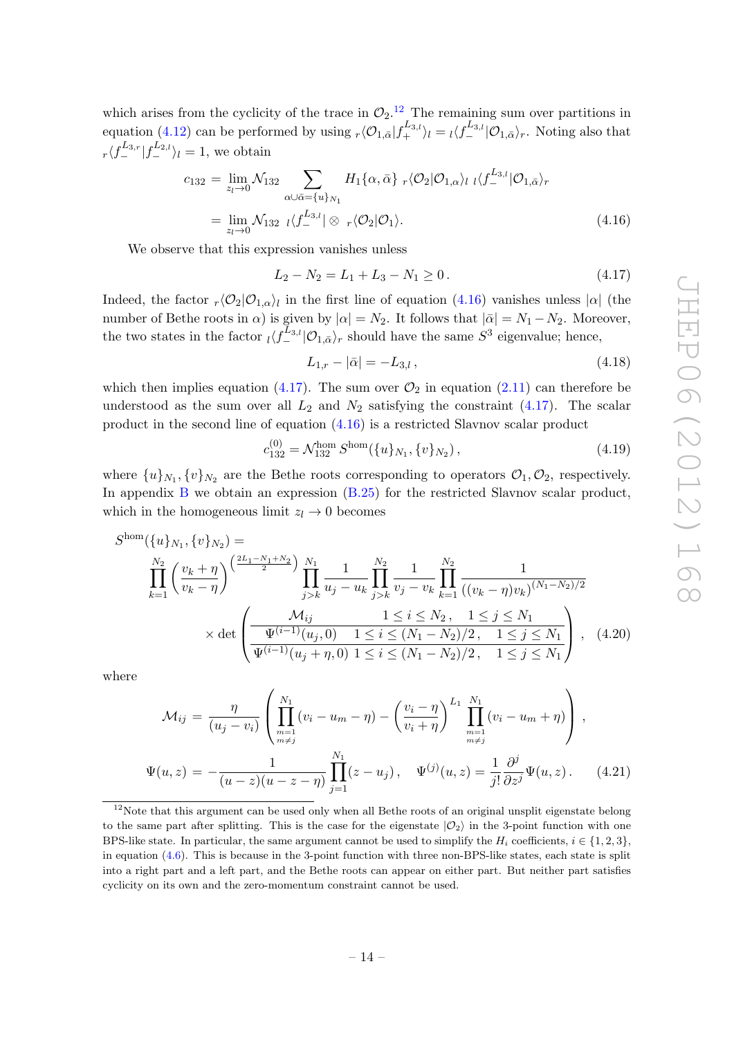which arises from the cyclicity of the trace in $\mathcal{O}_2$.[12] The remaining sum over partitions in equation (4.12) can be performed by using ${}_r\langle \mathcal{O}_{1,\bar\alpha}| f_+^{L_{3,l}}\rangle_l = {}_l\langle f_-^{L_{3,l}}|\mathcal{O}_{1,\bar\alpha}\rangle_r$. Noting also that ${}_r\langle f_-^{L_{3,r}}|f_-^{L_{2,l}}\rangle_l = 1$, we obtain

$$
\begin{aligned}
c_{132} &= \lim_{z_l\to 0} \mathcal{N}_{132} \sum_{\alpha\cup\bar\alpha=\{u\}_{N_1}} H_1\{\alpha,\bar\alpha\}\ {}_r\langle \mathcal{O}_2|\mathcal{O}_{1,\alpha}\rangle_l\ {}_l\langle f_-^{L_{3,l}}|\mathcal{O}_{1,\bar\alpha}\rangle_r \\
&= \lim_{z_l\to 0} \mathcal{N}_{132}\ {}_l\langle f_-^{L_{3,l}}| \otimes\ {}_r\langle \mathcal{O}_2|\mathcal{O}_1\rangle.
\end{aligned} \tag{4.16}
$$

We observe that this expression vanishes unless

$$
L_2 - N_2 = L_1 + L_3 - N_1 \geq 0\,. \tag{4.17}
$$

Indeed, the factor ${}_r\langle \mathcal{O}_2|\mathcal{O}_{1,\alpha}\rangle_l$ in the first line of equation (4.16) vanishes unless $|\alpha|$ (the number of Bethe roots in $\alpha$) is given by $|\alpha| = N_2$. It follows that $|\bar\alpha| = N_1 - N_2$. Moreover, the two states in the factor ${}_l\langle f_-^{L_{3,l}}|\mathcal{O}_{1,\bar\alpha}\rangle_r$ should have the same $S^3$ eigenvalue; hence,

$$
L_{1,r} - |\bar\alpha| = -L_{3,l}\,, \tag{4.18}
$$

which then implies equation (4.17). The sum over $\mathcal{O}_2$ in equation (2.11) can therefore be understood as the sum over all $L_2$ and $N_2$ satisfying the constraint (4.17). The scalar product in the second line of equation (4.16) is a restricted Slavnov scalar product

$$
c_{132}^{(0)} = \mathcal{N}_{132}^{\rm hom}\, S^{\rm hom}(\{u\}_{N_1},\{v\}_{N_2})\,, \tag{4.19}
$$

where $\{u\}_{N_1}, \{v\}_{N_2}$ are the Bethe roots corresponding to operators $\mathcal{O}_1, \mathcal{O}_2$, respectively. In appendix B we obtain an expression (B.25) for the restricted Slavnov scalar product, which in the homogeneous limit $z_l \to 0$ becomes

$$
\begin{aligned}
&S^{\rm hom}(\{u\}_{N_1},\{v\}_{N_2}) = \\
&\prod_{k=1}^{N_2}\left(\frac{v_k+\eta}{v_k-\eta}\right)^{\left(\frac{2L_1-N_1+N_2}{2}\right)} \prod_{j>k}^{N_1}\frac{1}{u_j-u_k}\prod_{j>k}^{N_2}\frac{1}{v_j-v_k}\prod_{k=1}^{N_2}\frac{1}{((v_k-\eta)v_k)^{(N_1-N_2)/2}} \\
&\quad\times \det\left(\begin{array}{ll}
\mathcal{M}_{ij} & 1\leq i\leq N_2\,,\quad 1\leq j\leq N_1 \\
\hline
\Psi^{(i-1)}(u_j,0) & 1\leq i\leq (N_1-N_2)/2\,,\quad 1\leq j\leq N_1 \\
\hline
\Psi^{(i-1)}(u_j+\eta,0) & 1\leq i\leq (N_1-N_2)/2\,,\quad 1\leq j\leq N_1
\end{array}\right)\,,
\end{aligned} \tag{4.20}
$$

where

$$
\begin{aligned}
\mathcal{M}_{ij} &= \frac{\eta}{(u_j-v_i)}\left(\prod_{\substack{m=1\\m\neq j}}^{N_1}(v_i-u_m-\eta) - \left(\frac{v_i-\eta}{v_i+\eta}\right)^{L_1}\prod_{\substack{m=1\\m\neq j}}^{N_1}(v_i-u_m+\eta)\right)\,, \\
\Psi(u,z) &= -\frac{1}{(u-z)(u-z-\eta)}\prod_{j=1}^{N_1}(z-u_j)\,,\quad \Psi^{(j)}(u,z) = \frac{1}{j!}\frac{\partial^j}{\partial z^j}\Psi(u,z)\,.
\end{aligned} \tag{4.21}
$$

[12] Note that this argument can be used only when all Bethe roots of an original unsplit eigenstate belong to the same part after splitting. This is the case for the eigenstate $|\mathcal{O}_2\rangle$ in the 3-point function with one BPS-like state. In particular, the same argument cannot be used to simplify the $H_i$ coefficients, $i\in\{1,2,3\}$, in equation (4.6). This is because in the 3-point function with three non-BPS-like states, each state is split into a right part and a left part, and the Bethe roots can appear on either part. But neither part satisfies cyclicity on its own and the zero-momentum constraint cannot be used.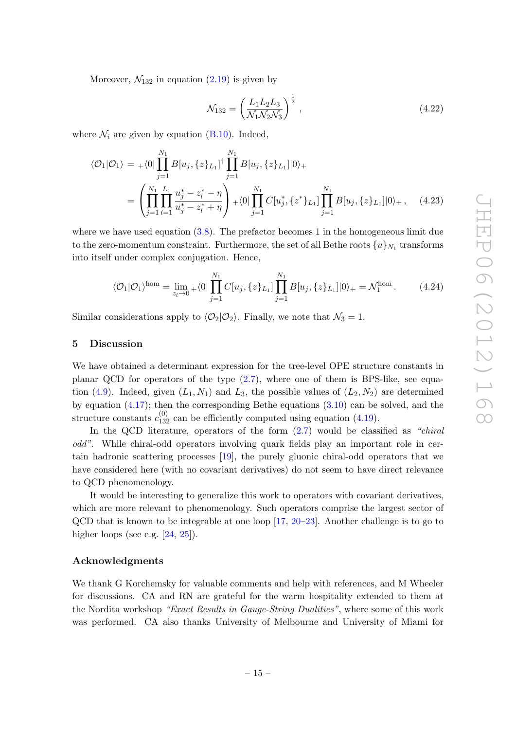Moreover, $\mathcal{N}_{132}$ in equation (2.19) is given by

$$\mathcal{N}_{132} = \left( \frac{L_1 L_2 L_3}{\mathcal{N}_1 \mathcal{N}_2 \mathcal{N}_3} \right)^{\frac{1}{2}} , \tag{4.22}$$

where $\mathcal{N}_i$ are given by equation (B.10). Indeed,

$$\begin{aligned} \langle \mathcal{O}_1 | \mathcal{O}_1 \rangle &= {}_{+}\langle 0 | \prod_{j=1}^{N_1} B[u_j, \{z\}_{L_1}]^\dagger \prod_{j=1}^{N_1} B[u_j, \{z\}_{L_1}] |0\rangle_{+} \\ &= \left( \prod_{j=1}^{N_1} \prod_{l=1}^{L_1} \frac{u_j^* - z_l^* - \eta}{u_j^* - z_l^* + \eta} \right) {}_{+}\langle 0 | \prod_{j=1}^{N_1} C[u_j^*, \{z^*\}_{L_1}] \prod_{j=1}^{N_1} B[u_j, \{z\}_{L_1}] |0\rangle_{+} , \end{aligned} \tag{4.23}$$

where we have used equation (3.8). The prefactor becomes 1 in the homogeneous limit due to the zero-momentum constraint. Furthermore, the set of all Bethe roots $\{u\}_{N_1}$ transforms into itself under complex conjugation. Hence,

$$\langle \mathcal{O}_1 | \mathcal{O}_1 \rangle^{\text{hom}} = \lim_{z_l \to 0} {}_{+}\langle 0 | \prod_{j=1}^{N_1} C[u_j, \{z\}_{L_1}] \prod_{j=1}^{N_1} B[u_j, \{z\}_{L_1}] |0\rangle_{+} = \mathcal{N}_1^{\text{hom}} . \tag{4.24}$$

Similar considerations apply to $\langle \mathcal{O}_2 | \mathcal{O}_2 \rangle$. Finally, we note that $\mathcal{N}_3 = 1$.

## 5 Discussion

We have obtained a determinant expression for the tree-level OPE structure constants in planar QCD for operators of the type (2.7), where one of them is BPS-like, see equation (4.9). Indeed, given $(L_1, N_1)$ and $L_3$, the possible values of $(L_2, N_2)$ are determined by equation (4.17); then the corresponding Bethe equations (3.10) can be solved, and the structure constants $c_{132}^{(0)}$ can be efficiently computed using equation (4.19).

In the QCD literature, operators of the form (2.7) would be classified as *"chiral odd"*. While chiral-odd operators involving quark fields play an important role in certain hadronic scattering processes [19], the purely gluonic chiral-odd operators that we have considered here (with no covariant derivatives) do not seem to have direct relevance to QCD phenomenology.

It would be interesting to generalize this work to operators with covariant derivatives, which are more relevant to phenomenology. Such operators comprise the largest sector of QCD that is known to be integrable at one loop [17, 20–23]. Another challenge is to go to higher loops (see e.g. [24, 25]).

### Acknowledgments

We thank G Korchemsky for valuable comments and help with references, and M Wheeler for discussions. CA and RN are grateful for the warm hospitality extended to them at the Nordita workshop *"Exact Results in Gauge-String Dualities"*, where some of this work was performed. CA also thanks University of Melbourne and University of Miami for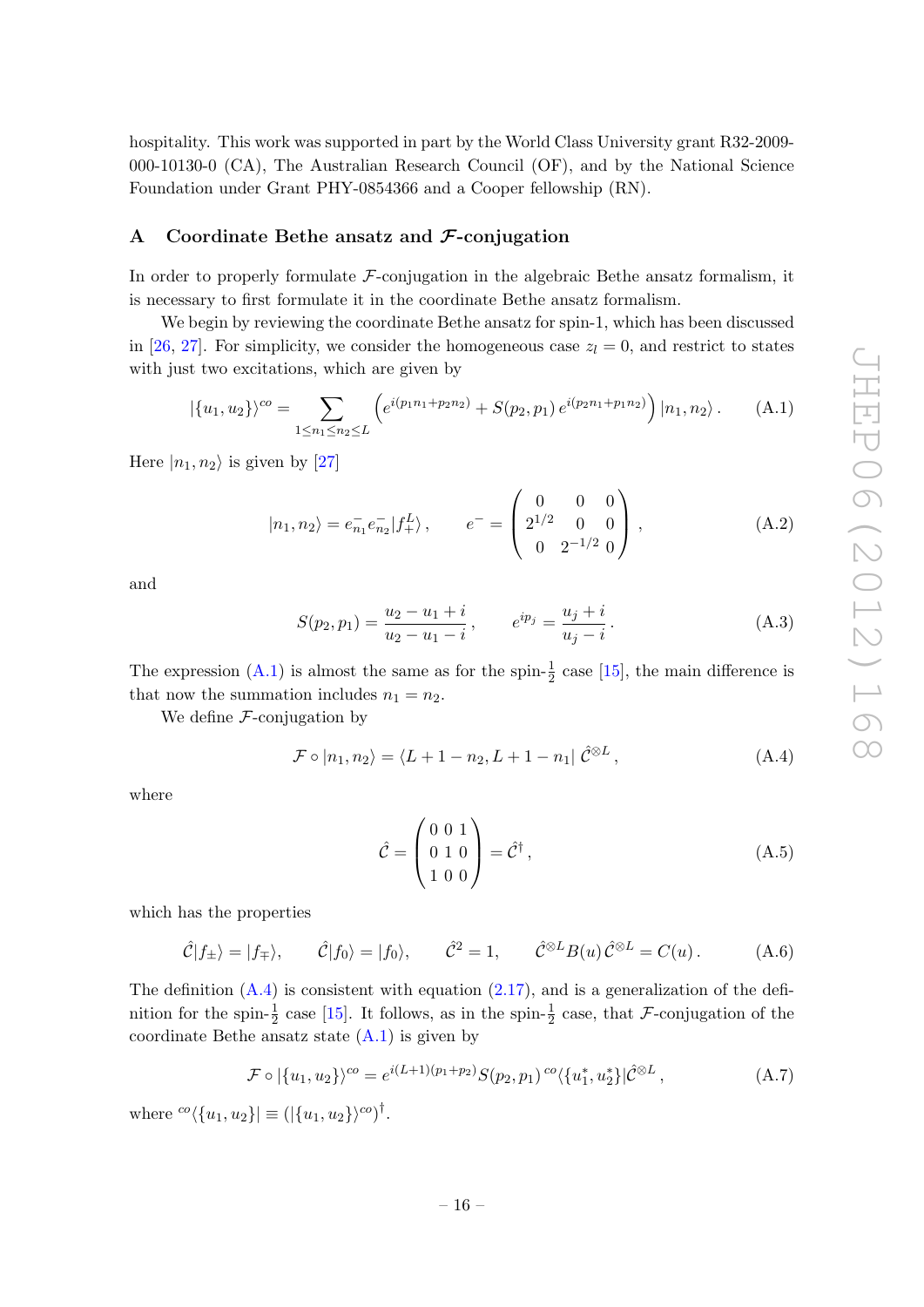hospitality. This work was supported in part by the World Class University grant R32-2009-000-10130-0 (CA), The Australian Research Council (OF), and by the National Science Foundation under Grant PHY-0854366 and a Cooper fellowship (RN).

## A Coordinate Bethe ansatz and $\mathcal{F}$-conjugation

In order to properly formulate $\mathcal{F}$-conjugation in the algebraic Bethe ansatz formalism, it is necessary to first formulate it in the coordinate Bethe ansatz formalism.

We begin by reviewing the coordinate Bethe ansatz for spin-1, which has been discussed in [26, 27]. For simplicity, we consider the homogeneous case $z_l = 0$, and restrict to states with just two excitations, which are given by

$$|\{u_1, u_2\}\rangle^{co} = \sum_{1 \le n_1 \le n_2 \le L} \left( e^{i(p_1 n_1 + p_2 n_2)} + S(p_2, p_1)\, e^{i(p_2 n_1 + p_1 n_2)} \right) |n_1, n_2\rangle \,. \tag{A.1}$$

Here $|n_1, n_2\rangle$ is given by [27]

$$|n_1, n_2\rangle = e^-_{n_1} e^-_{n_2} |f_+^L\rangle \,, \qquad e^- = \begin{pmatrix} 0 & 0 & 0 \\ 2^{1/2} & 0 & 0 \\ 0 & 2^{-1/2} & 0 \end{pmatrix} \,, \tag{A.2}$$

and

$$S(p_2, p_1) = \frac{u_2 - u_1 + i}{u_2 - u_1 - i} \,, \qquad e^{ip_j} = \frac{u_j + i}{u_j - i} \,. \tag{A.3}$$

The expression (A.1) is almost the same as for the spin-$\frac{1}{2}$ case [15], the main difference is that now the summation includes $n_1 = n_2$.

We define $\mathcal{F}$-conjugation by

$$\mathcal{F} \circ |n_1, n_2\rangle = \langle L + 1 - n_2, L + 1 - n_1 |\, \hat{\mathcal{C}}^{\otimes L} \,, \tag{A.4}$$

where

$$\hat{\mathcal{C}} = \begin{pmatrix} 0 & 0 & 1 \\ 0 & 1 & 0 \\ 1 & 0 & 0 \end{pmatrix} = \hat{\mathcal{C}}^\dagger \,, \tag{A.5}$$

which has the properties

$$\hat{\mathcal{C}} |f_\pm\rangle = |f_\mp\rangle, \qquad \hat{\mathcal{C}} |f_0\rangle = |f_0\rangle, \qquad \hat{\mathcal{C}}^2 = 1, \qquad \hat{\mathcal{C}}^{\otimes L} B(u)\, \hat{\mathcal{C}}^{\otimes L} = C(u) \,. \tag{A.6}$$

The definition (A.4) is consistent with equation (2.17), and is a generalization of the definition for the spin-$\frac{1}{2}$ case [15]. It follows, as in the spin-$\frac{1}{2}$ case, that $\mathcal{F}$-conjugation of the coordinate Bethe ansatz state (A.1) is given by

$$\mathcal{F} \circ |\{u_1, u_2\}\rangle^{co} = e^{i(L+1)(p_1+p_2)} S(p_2, p_1)\, {}^{co}\langle \{u_1^*, u_2^*\}| \hat{\mathcal{C}}^{\otimes L} \,, \tag{A.7}$$

where ${}^{co}\langle \{u_1, u_2\}| \equiv (|\{u_1, u_2\}\rangle^{co})^\dagger$.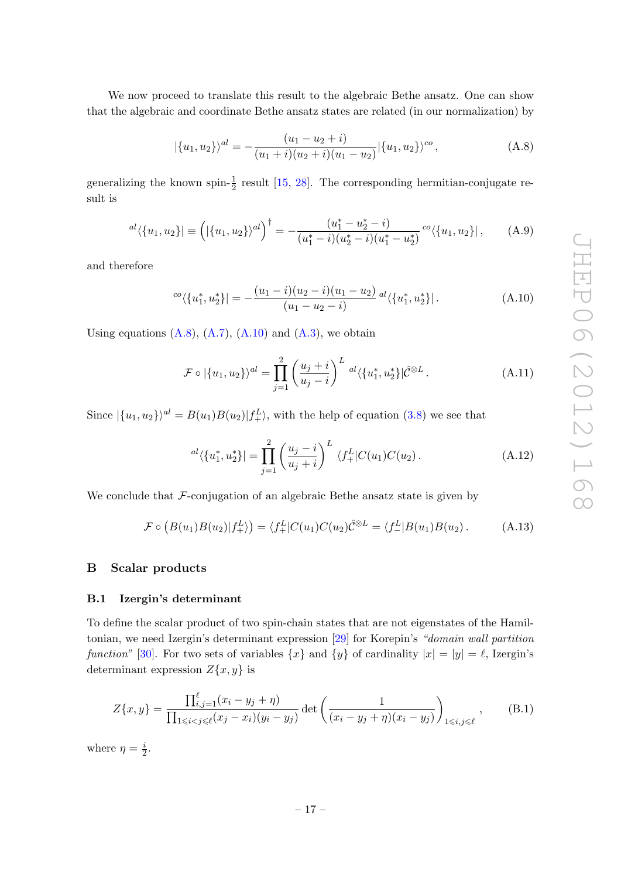We now proceed to translate this result to the algebraic Bethe ansatz. One can show that the algebraic and coordinate Bethe ansatz states are related (in our normalization) by

$$|\{u_1, u_2\}\rangle^{al} = -\frac{(u_1 - u_2 + i)}{(u_1 + i)(u_2 + i)(u_1 - u_2)} |\{u_1, u_2\}\rangle^{co}, \tag{A.8}$$

generalizing the known spin-$\frac{1}{2}$ result [15, 28]. The corresponding hermitian-conjugate result is

$${}^{al}\langle\{u_1, u_2\}| \equiv \left(|\{u_1, u_2\}\rangle^{al}\right)^\dagger = -\frac{(u_1^* - u_2^* - i)}{(u_1^* - i)(u_2^* - i)(u_1^* - u_2^*)} \, {}^{co}\langle\{u_1, u_2\}|, \tag{A.9}$$

and therefore

$${}^{co}\langle\{u_1^*, u_2^*\}| = -\frac{(u_1 - i)(u_2 - i)(u_1 - u_2)}{(u_1 - u_2 - i)} \, {}^{al}\langle\{u_1^*, u_2^*\}|. \tag{A.10}$$

Using equations (A.8), (A.7), (A.10) and (A.3), we obtain

$$\mathcal{F} \circ |\{u_1, u_2\}\rangle^{al} = \prod_{j=1}^{2} \left(\frac{u_j + i}{u_j - i}\right)^L {}^{al}\langle\{u_1^*, u_2^*\}|\hat{\mathcal{C}}^{\otimes L}. \tag{A.11}$$

Since $|\{u_1, u_2\}\rangle^{al} = B(u_1)B(u_2)|f_+^L\rangle$, with the help of equation (3.8) we see that

$${}^{al}\langle\{u_1^*, u_2^*\}| = \prod_{j=1}^{2} \left(\frac{u_j - i}{u_j + i}\right)^L \langle f_+^L|C(u_1)C(u_2). \tag{A.12}$$

We conclude that $\mathcal{F}$-conjugation of an algebraic Bethe ansatz state is given by

$$\mathcal{F} \circ \left(B(u_1)B(u_2)|f_+^L\rangle\right) = \langle f_+^L|C(u_1)C(u_2)\hat{\mathcal{C}}^{\otimes L} = \langle f_-^L|B(u_1)B(u_2). \tag{A.13}$$

# B Scalar products

## B.1 Izergin's determinant

To define the scalar product of two spin-chain states that are not eigenstates of the Hamiltonian, we need Izergin's determinant expression [29] for Korepin's *"domain wall partition function"* [30]. For two sets of variables $\{x\}$ and $\{y\}$ of cardinality $|x| = |y| = \ell$, Izergin's determinant expression $Z\{x, y\}$ is

$$Z\{x, y\} = \frac{\prod_{i,j=1}^{\ell}(x_i - y_j + \eta)}{\prod_{1 \leqslant i < j \leqslant \ell}(x_j - x_i)(y_i - y_j)} \det\left(\frac{1}{(x_i - y_j + \eta)(x_i - y_j)}\right)_{1 \leqslant i,j \leqslant \ell}, \tag{B.1}$$

where $\eta = \frac{i}{2}$.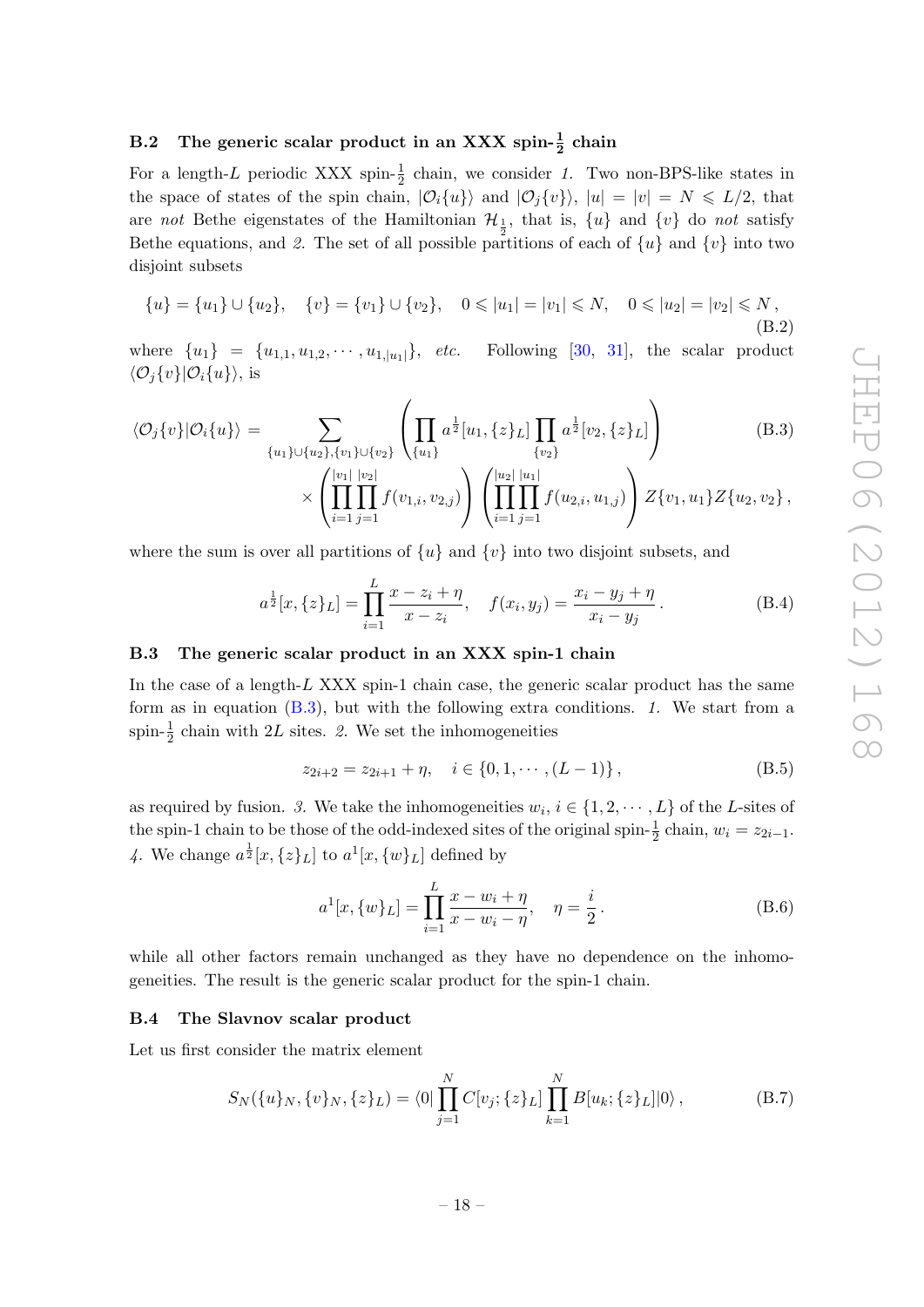### B.2 The generic scalar product in an XXX spin-$\frac{1}{2}$ chain

For a length-$L$ periodic XXX spin-$\frac{1}{2}$ chain, we consider *1.* Two non-BPS-like states in the space of states of the spin chain, $|\mathcal{O}_i\{u\}\rangle$ and $|\mathcal{O}_j\{v\}\rangle$, $|u| = |v| = N \leqslant L/2$, that are *not* Bethe eigenstates of the Hamiltonian $\mathcal{H}_{\frac{1}{2}}$, that is, $\{u\}$ and $\{v\}$ do *not* satisfy Bethe equations, and *2.* The set of all possible partitions of each of $\{u\}$ and $\{v\}$ into two disjoint subsets

$$\{u\} = \{u_1\} \cup \{u_2\}, \quad \{v\} = \{v_1\} \cup \{v_2\}, \quad 0 \leqslant |u_1| = |v_1| \leqslant N, \quad 0 \leqslant |u_2| = |v_2| \leqslant N\,, \tag{B.2}$$

where $\{u_1\} = \{u_{1,1}, u_{1,2}, \cdots, u_{1,|u_1|}\}$, *etc.* Following [30, 31], the scalar product $\langle \mathcal{O}_j\{v\}|\mathcal{O}_i\{u\}\rangle$, is

$$\begin{aligned}\langle \mathcal{O}_j\{v\}|\mathcal{O}_i\{u\}\rangle = \sum_{\{u_1\}\cup\{u_2\},\{v_1\}\cup\{v_2\}} &\left(\prod_{\{u_1\}} a^{\frac{1}{2}}[u_1,\{z\}_L] \prod_{\{v_2\}} a^{\frac{1}{2}}[v_2,\{z\}_L]\right) \\ &\times \left(\prod_{i=1}^{|v_1|}\prod_{j=1}^{|v_2|} f(v_{1,i},v_{2,j})\right)\left(\prod_{i=1}^{|u_2|}\prod_{j=1}^{|u_1|} f(u_{2,i},u_{1,j})\right) Z\{v_1,u_1\} Z\{u_2,v_2\}\,,\end{aligned} \tag{B.3}$$

where the sum is over all partitions of $\{u\}$ and $\{v\}$ into two disjoint subsets, and

$$a^{\frac{1}{2}}[x,\{z\}_L] = \prod_{i=1}^{L} \frac{x - z_i + \eta}{x - z_i}, \quad f(x_i, y_j) = \frac{x_i - y_j + \eta}{x_i - y_j}\,. \tag{B.4}$$

### B.3 The generic scalar product in an XXX spin-1 chain

In the case of a length-$L$ XXX spin-1 chain case, the generic scalar product has the same form as in equation (B.3), but with the following extra conditions. *1.* We start from a spin-$\frac{1}{2}$ chain with $2L$ sites. *2.* We set the inhomogeneities

$$z_{2i+2} = z_{2i+1} + \eta, \quad i \in \{0, 1, \cdots, (L-1)\}\,, \tag{B.5}$$

as required by fusion. *3.* We take the inhomogeneities $w_i$, $i \in \{1, 2, \cdots, L\}$ of the $L$-sites of the spin-1 chain to be those of the odd-indexed sites of the original spin-$\frac{1}{2}$ chain, $w_i = z_{2i-1}$. *4.* We change $a^{\frac{1}{2}}[x,\{z\}_L]$ to $a^1[x,\{w\}_L]$ defined by

$$a^1[x,\{w\}_L] = \prod_{i=1}^{L} \frac{x - w_i + \eta}{x - w_i - \eta}, \quad \eta = \frac{i}{2}\,. \tag{B.6}$$

while all other factors remain unchanged as they have no dependence on the inhomogeneities. The result is the generic scalar product for the spin-1 chain.

### B.4 The Slavnov scalar product

Let us first consider the matrix element

$$S_N(\{u\}_N, \{v\}_N, \{z\}_L) = \langle 0| \prod_{j=1}^{N} C[v_j;\{z\}_L] \prod_{k=1}^{N} B[u_k;\{z\}_L]|0\rangle\,, \tag{B.7}$$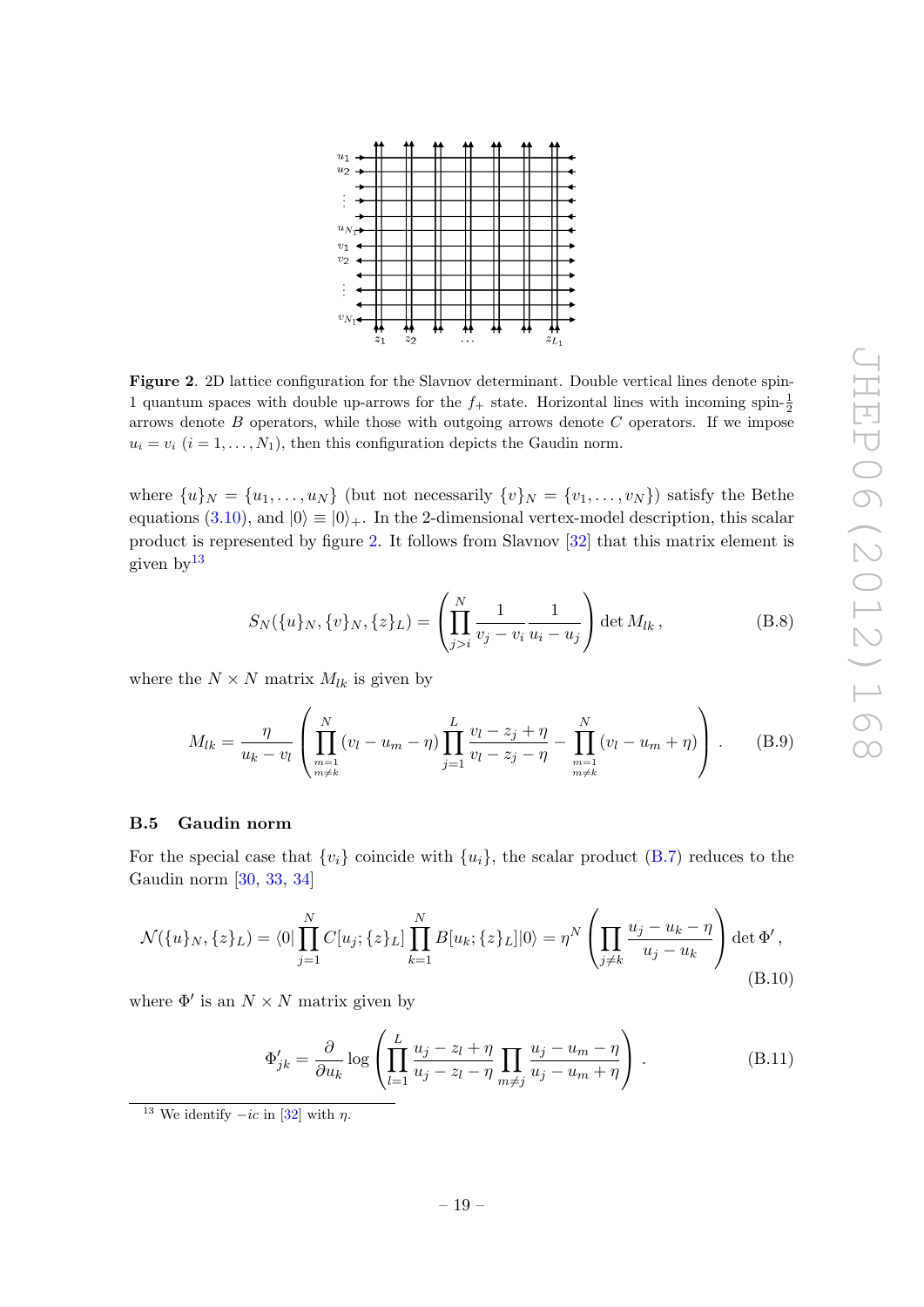**Figure 2**. 2D lattice configuration for the Slavnov determinant. Double vertical lines denote spin-1 quantum spaces with double up-arrows for the $f_+$ state. Horizontal lines with incoming spin-$\frac{1}{2}$ arrows denote $B$ operators, while those with outgoing arrows denote $C$ operators. If we impose $u_i = v_i$ $(i = 1, \ldots, N_1)$, then this configuration depicts the Gaudin norm.

where $\{u\}_N = \{u_1, \ldots, u_N\}$ (but not necessarily $\{v\}_N = \{v_1, \ldots, v_N\}$) satisfy the Bethe equations (3.10), and $|0\rangle \equiv |0\rangle_+$. In the 2-dimensional vertex-model description, this scalar product is represented by figure 2. It follows from Slavnov [32] that this matrix element is given by[13]

$$S_N(\{u\}_N, \{v\}_N, \{z\}_L) = \left( \prod_{j>i}^{N} \frac{1}{v_j - v_i} \frac{1}{u_i - u_j} \right) \det M_{lk} \,, \tag{B.8}$$

where the $N \times N$ matrix $M_{lk}$ is given by

$$M_{lk} = \frac{\eta}{u_k - v_l} \left( \prod_{\substack{m=1 \\ m \neq k}}^{N} (v_l - u_m - \eta) \prod_{j=1}^{L} \frac{v_l - z_j + \eta}{v_l - z_j - \eta} - \prod_{\substack{m=1 \\ m \neq k}}^{N} (v_l - u_m + \eta) \right) . \tag{B.9}$$

### B.5 Gaudin norm

For the special case that $\{v_i\}$ coincide with $\{u_i\}$, the scalar product (B.7) reduces to the Gaudin norm [30, 33, 34]

$$\mathcal{N}(\{u\}_N, \{z\}_L) = \langle 0| \prod_{j=1}^{N} C[u_j; \{z\}_L] \prod_{k=1}^{N} B[u_k; \{z\}_L] |0\rangle = \eta^N \left( \prod_{j \neq k} \frac{u_j - u_k - \eta}{u_j - u_k} \right) \det \Phi' \,, \tag{B.10}$$

where $\Phi'$ is an $N \times N$ matrix given by

$$\Phi'_{jk} = \frac{\partial}{\partial u_k} \log \left( \prod_{l=1}^{L} \frac{u_j - z_l + \eta}{u_j - z_l - \eta} \prod_{m \neq j} \frac{u_j - u_m - \eta}{u_j - u_m + \eta} \right) . \tag{B.11}$$

[13] We identify $-ic$ in [32] with $\eta$.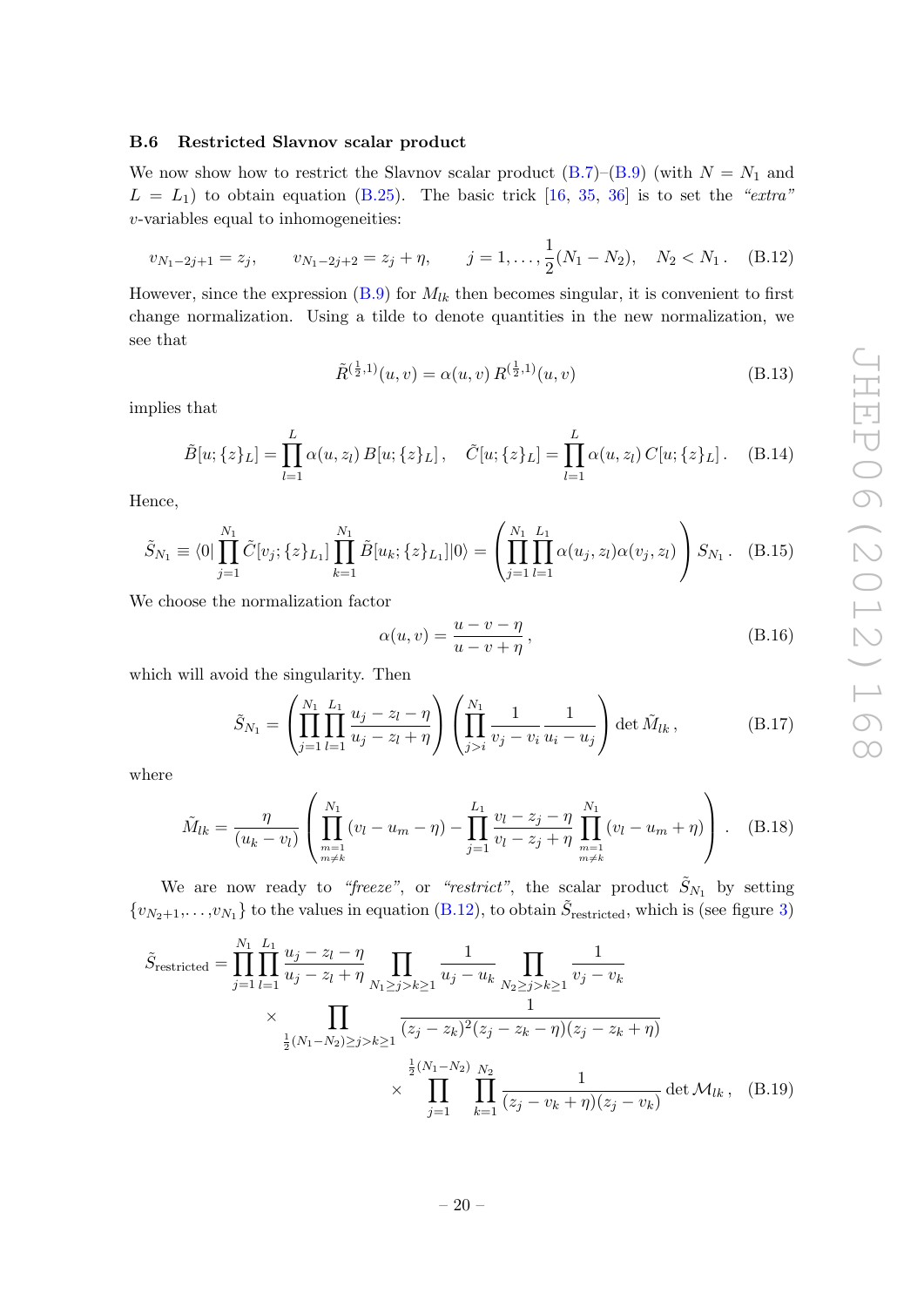### B.6 Restricted Slavnov scalar product

We now show how to restrict the Slavnov scalar product (B.7)–(B.9) (with $N = N_1$ and $L = L_1$) to obtain equation (B.25). The basic trick [16, 35, 36] is to set the *"extra"* $v$-variables equal to inhomogeneities:

$$v_{N_1-2j+1} = z_j , \qquad v_{N_1-2j+2} = z_j + \eta , \qquad j = 1, \ldots, \frac{1}{2}(N_1 - N_2), \quad N_2 < N_1 . \tag{B.12}$$

However, since the expression (B.9) for $M_{lk}$ then becomes singular, it is convenient to first change normalization. Using a tilde to denote quantities in the new normalization, we see that

$$\tilde{R}^{(\frac{1}{2},1)}(u,v) = \alpha(u,v)\, R^{(\frac{1}{2},1)}(u,v) \tag{B.13}$$

implies that

$$\tilde{B}[u;\{z\}_L] = \prod_{l=1}^{L} \alpha(u,z_l)\, B[u;\{z\}_L] , \quad \tilde{C}[u;\{z\}_L] = \prod_{l=1}^{L} \alpha(u,z_l)\, C[u;\{z\}_L] . \tag{B.14}$$

Hence,

$$\tilde{S}_{N_1} \equiv \langle 0| \prod_{j=1}^{N_1} \tilde{C}[v_j;\{z\}_{L_1}] \prod_{k=1}^{N_1} \tilde{B}[u_k;\{z\}_{L_1}] |0\rangle = \left( \prod_{j=1}^{N_1} \prod_{l=1}^{L_1} \alpha(u_j, z_l) \alpha(v_j, z_l) \right) S_{N_1} . \tag{B.15}$$

We choose the normalization factor

$$\alpha(u,v) = \frac{u - v - \eta}{u - v + \eta} , \tag{B.16}$$

which will avoid the singularity. Then

$$\tilde{S}_{N_1} = \left( \prod_{j=1}^{N_1} \prod_{l=1}^{L_1} \frac{u_j - z_l - \eta}{u_j - z_l + \eta} \right) \left( \prod_{j>i}^{N_1} \frac{1}{v_j - v_i} \frac{1}{u_i - u_j} \right) \det \tilde{M}_{lk} , \tag{B.17}$$

where

$$\tilde{M}_{lk} = \frac{\eta}{(u_k - v_l)} \left( \prod_{\substack{m=1 \\ m \neq k}}^{N_1} (v_l - u_m - \eta) - \prod_{j=1}^{L_1} \frac{v_l - z_j - \eta}{v_l - z_j + \eta} \prod_{\substack{m=1 \\ m \neq k}}^{N_1} (v_l - u_m + \eta) \right) . \tag{B.18}$$

We are now ready to *"freeze"*, or *"restrict"*, the scalar product $\tilde{S}_{N_1}$ by setting $\{v_{N_2+1}, \ldots, v_{N_1}\}$ to the values in equation (B.12), to obtain $\tilde{S}_{\text{restricted}}$, which is (see figure 3)

$$\begin{aligned}
\tilde{S}_{\text{restricted}} = & \prod_{j=1}^{N_1} \prod_{l=1}^{L_1} \frac{u_j - z_l - \eta}{u_j - z_l + \eta} \prod_{N_1 \geq j > k \geq 1} \frac{1}{u_j - u_k} \prod_{N_2 \geq j > k \geq 1} \frac{1}{v_j - v_k} \\
& \times \prod_{\frac{1}{2}(N_1 - N_2) \geq j > k \geq 1} \frac{1}{(z_j - z_k)^2 (z_j - z_k - \eta)(z_j - z_k + \eta)} \\
& \times \prod_{j=1}^{\frac{1}{2}(N_1 - N_2)} \prod_{k=1}^{N_2} \frac{1}{(z_j - v_k + \eta)(z_j - v_k)} \det \mathcal{M}_{lk} ,
\end{aligned} \tag{B.19}$$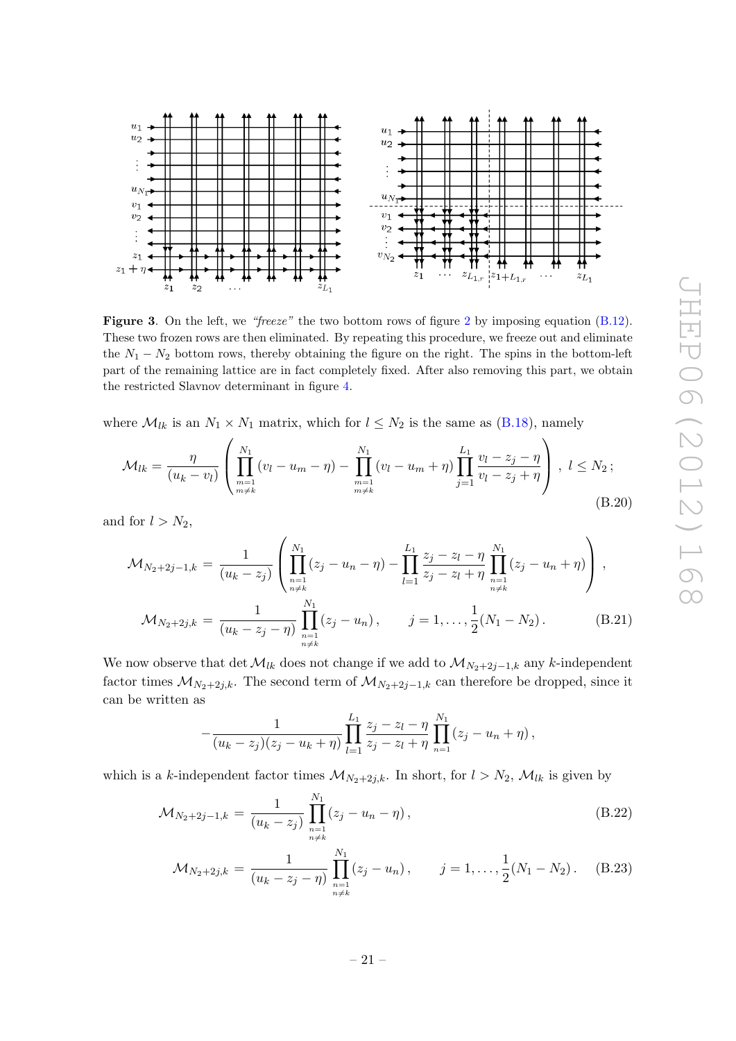**Figure 3**. On the left, we *"freeze"* the two bottom rows of figure 2 by imposing equation (B.12). These two frozen rows are then eliminated. By repeating this procedure, we freeze out and eliminate the $N_1 - N_2$ bottom rows, thereby obtaining the figure on the right. The spins in the bottom-left part of the remaining lattice are in fact completely fixed. After also removing this part, we obtain the restricted Slavnov determinant in figure 4.

where $\mathcal{M}_{lk}$ is an $N_1 \times N_1$ matrix, which for $l \leq N_2$ is the same as (B.18), namely

$$\mathcal{M}_{lk} = \frac{\eta}{(u_k - v_l)} \left( \prod_{\substack{m=1 \\ m \neq k}}^{N_1} (v_l - u_m - \eta) - \prod_{\substack{m=1 \\ m \neq k}}^{N_1} (v_l - u_m + \eta) \prod_{j=1}^{L_1} \frac{v_l - z_j - \eta}{v_l - z_j + \eta} \right), \ l \leq N_2 \,; \tag{B.20}$$

and for $l > N_2$,

$$\begin{aligned} \mathcal{M}_{N_2+2j-1,k} &= \frac{1}{(u_k - z_j)} \left( \prod_{\substack{n=1 \\ n \neq k}}^{N_1} (z_j - u_n - \eta) - \prod_{l=1}^{L_1} \frac{z_j - z_l - \eta}{z_j - z_l + \eta} \prod_{\substack{n=1 \\ n \neq k}}^{N_1} (z_j - u_n + \eta) \right), \\ \mathcal{M}_{N_2+2j,k} &= \frac{1}{(u_k - z_j - \eta)} \prod_{\substack{n=1 \\ n \neq k}}^{N_1} (z_j - u_n) \,, \qquad j = 1, \ldots, \frac{1}{2}(N_1 - N_2) \,. \end{aligned} \tag{B.21}$$

We now observe that $\det \mathcal{M}_{lk}$ does not change if we add to $\mathcal{M}_{N_2+2j-1,k}$ any $k$-independent factor times $\mathcal{M}_{N_2+2j,k}$. The second term of $\mathcal{M}_{N_2+2j-1,k}$ can therefore be dropped, since it can be written as

$$-\frac{1}{(u_k - z_j)(z_j - u_k + \eta)} \prod_{l=1}^{L_1} \frac{z_j - z_l - \eta}{z_j - z_l + \eta} \prod_{n=1}^{N_1} (z_j - u_n + \eta) \,,$$

which is a $k$-independent factor times $\mathcal{M}_{N_2+2j,k}$. In short, for $l > N_2$, $\mathcal{M}_{lk}$ is given by

$$\mathcal{M}_{N_2+2j-1,k} = \frac{1}{(u_k - z_j)} \prod_{\substack{n=1 \\ n \neq k}}^{N_1} (z_j - u_n - \eta) \,, \tag{B.22}$$

$$\mathcal{M}_{N_2+2j,k} = \frac{1}{(u_k - z_j - \eta)} \prod_{\substack{n=1 \\ n \neq k}}^{N_1} (z_j - u_n) \,, \qquad j = 1, \ldots, \frac{1}{2}(N_1 - N_2) \,. \tag{B.23}$$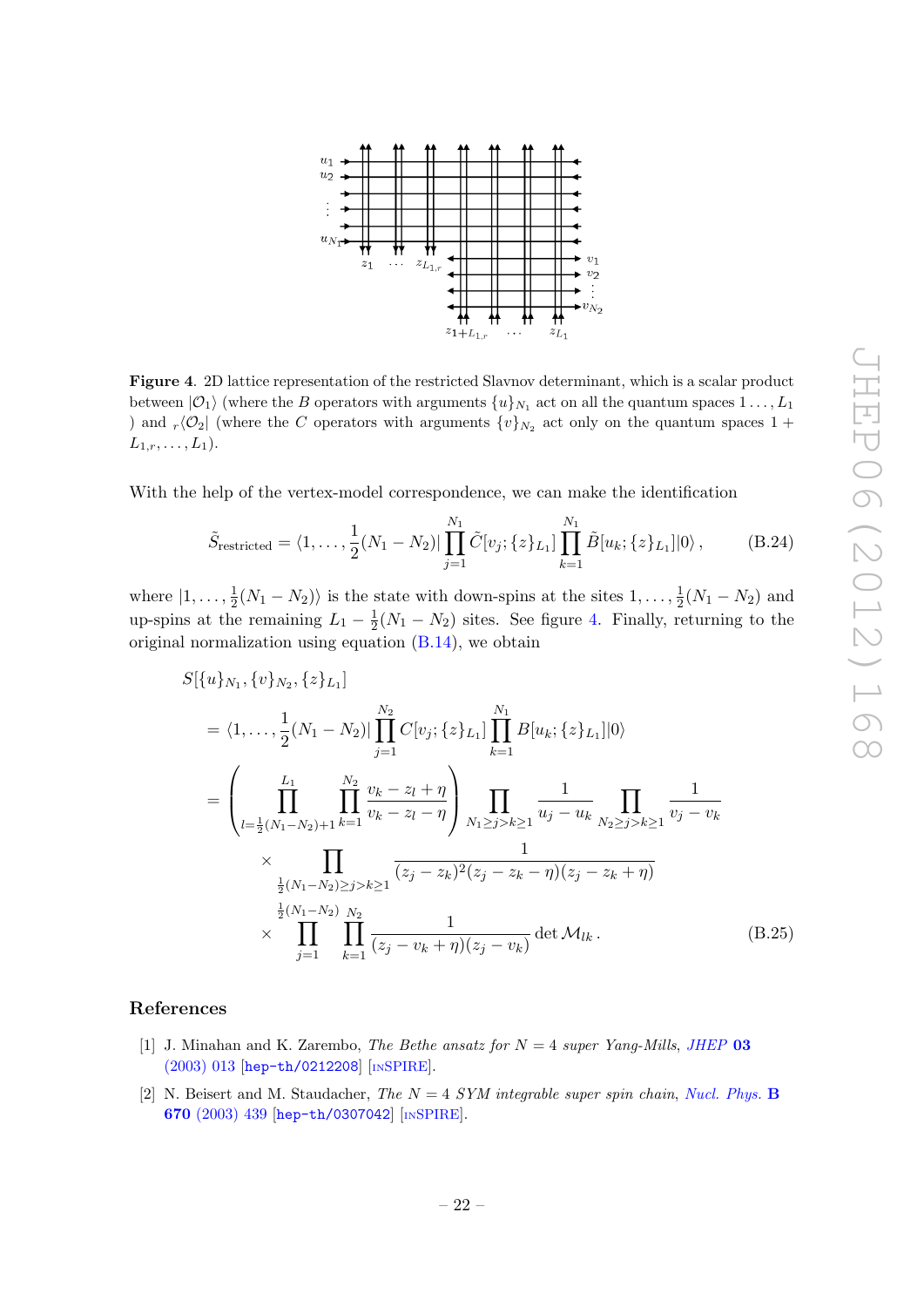**Figure 4**. 2D lattice representation of the restricted Slavnov determinant, which is a scalar product between $|\mathcal{O}_1\rangle$ (where the $B$ operators with arguments $\{u\}_{N_1}$ act on all the quantum spaces $1\ldots,L_1$ ) and ${}_r\langle\mathcal{O}_2|$ (where the $C$ operators with arguments $\{v\}_{N_2}$ act only on the quantum spaces $1+L_{1,r},\ldots,L_1$).

With the help of the vertex-model correspondence, we can make the identification

$$\tilde{S}_{\text{restricted}} = \langle 1,\ldots,\frac{1}{2}(N_1-N_2)|\prod_{j=1}^{N_1}\tilde{C}[v_j;\{z\}_{L_1}]\prod_{k=1}^{N_1}\tilde{B}[u_k;\{z\}_{L_1}]|0\rangle\,, \tag{B.24}$$

where $|1,\ldots,\frac{1}{2}(N_1-N_2)\rangle$ is the state with down-spins at the sites $1,\ldots,\frac{1}{2}(N_1-N_2)$ and up-spins at the remaining $L_1-\frac{1}{2}(N_1-N_2)$ sites. See figure 4. Finally, returning to the original normalization using equation (B.14), we obtain

$$\begin{aligned}
&S[\{u\}_{N_1},\{v\}_{N_2},\{z\}_{L_1}]\\
&=\langle 1,\ldots,\frac{1}{2}(N_1-N_2)|\prod_{j=1}^{N_2}C[v_j;\{z\}_{L_1}]\prod_{k=1}^{N_1}B[u_k;\{z\}_{L_1}]|0\rangle\\
&=\left(\prod_{l=\frac{1}{2}(N_1-N_2)+1}^{L_1}\prod_{k=1}^{N_2}\frac{v_k-z_l+\eta}{v_k-z_l-\eta}\right)\prod_{N_1\geq j>k\geq 1}\frac{1}{u_j-u_k}\prod_{N_2\geq j>k\geq 1}\frac{1}{v_j-v_k}\\
&\quad\times\prod_{\frac{1}{2}(N_1-N_2)\geq j>k\geq 1}\frac{1}{(z_j-z_k)^2(z_j-z_k-\eta)(z_j-z_k+\eta)}\\
&\quad\times\prod_{j=1}^{\frac{1}{2}(N_1-N_2)}\prod_{k=1}^{N_2}\frac{1}{(z_j-v_k+\eta)(z_j-v_k)}\det\mathcal{M}_{lk}\,.
\end{aligned} \tag{B.25}$$

## References

[1] J. Minahan and K. Zarembo, *The Bethe ansatz for N = 4 super Yang-Mills*, JHEP **03** (2003) 013 [hep-th/0212208] [INSPIRE].

[2] N. Beisert and M. Staudacher, *The N = 4 SYM integrable super spin chain*, Nucl. Phys. **B 670** (2003) 439 [hep-th/0307042] [INSPIRE].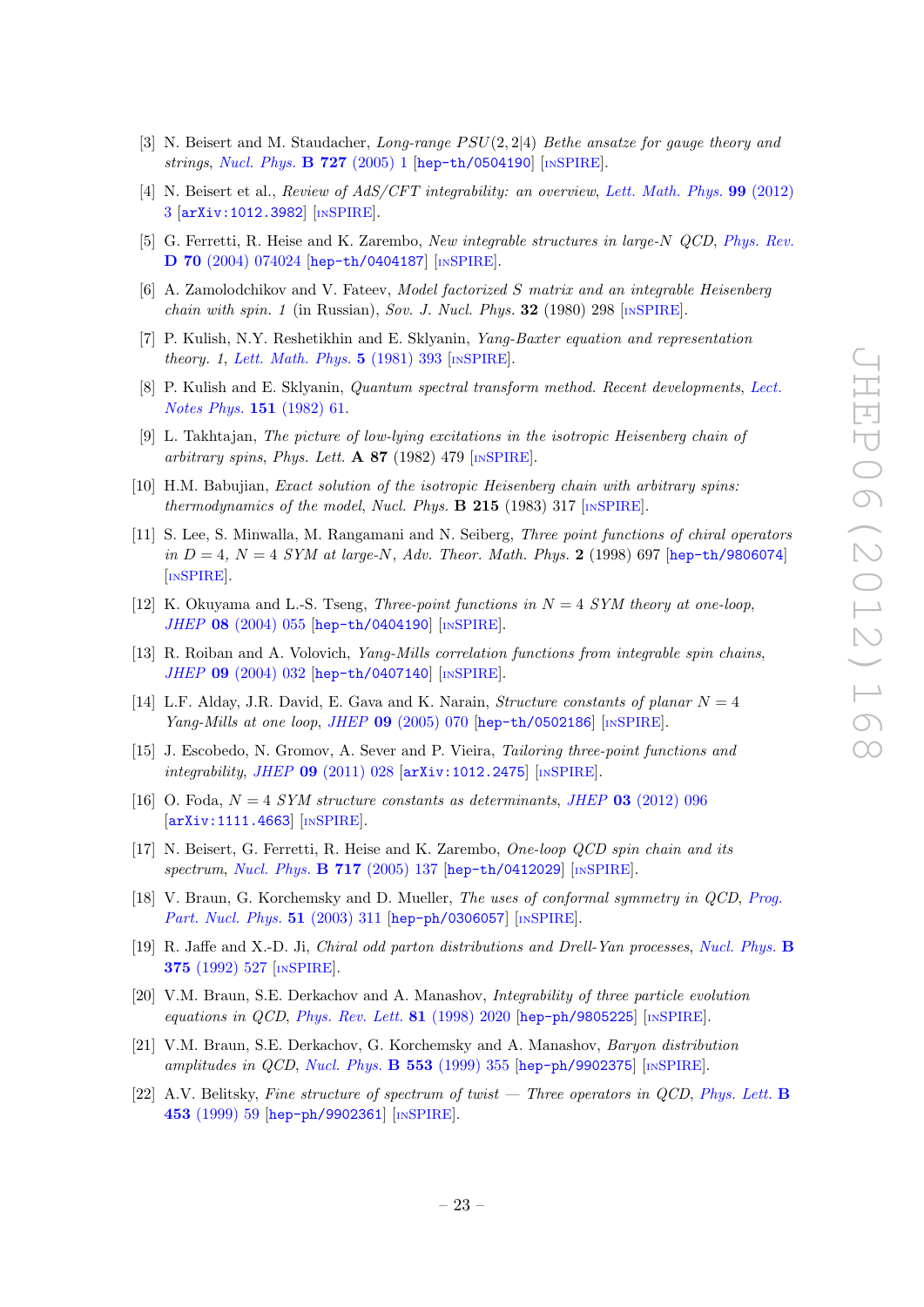[3] N. Beisert and M. Staudacher, *Long-range $PSU(2,2|4)$ Bethe ansatze for gauge theory and strings*, Nucl. Phys. **B 727** (2005) 1 [hep-th/0504190] [INSPIRE].

[4] N. Beisert et al., *Review of AdS/CFT integrability: an overview*, Lett. Math. Phys. **99** (2012) 3 [arXiv:1012.3982] [INSPIRE].

[5] G. Ferretti, R. Heise and K. Zarembo, *New integrable structures in large-N QCD*, Phys. Rev. **D 70** (2004) 074024 [hep-th/0404187] [INSPIRE].

[6] A. Zamolodchikov and V. Fateev, *Model factorized S matrix and an integrable Heisenberg chain with spin. 1* (in Russian), Sov. J. Nucl. Phys. **32** (1980) 298 [INSPIRE].

[7] P. Kulish, N.Y. Reshetikhin and E. Sklyanin, *Yang-Baxter equation and representation theory. 1*, Lett. Math. Phys. **5** (1981) 393 [INSPIRE].

[8] P. Kulish and E. Sklyanin, *Quantum spectral transform method. Recent developments*, Lect. Notes Phys. **151** (1982) 61.

[9] L. Takhtajan, *The picture of low-lying excitations in the isotropic Heisenberg chain of arbitrary spins*, Phys. Lett. **A 87** (1982) 479 [INSPIRE].

[10] H.M. Babujian, *Exact solution of the isotropic Heisenberg chain with arbitrary spins: thermodynamics of the model*, Nucl. Phys. **B 215** (1983) 317 [INSPIRE].

[11] S. Lee, S. Minwalla, M. Rangamani and N. Seiberg, *Three point functions of chiral operators in $D = 4$, $N = 4$ SYM at large-N*, Adv. Theor. Math. Phys. **2** (1998) 697 [hep-th/9806074] [INSPIRE].

[12] K. Okuyama and L.-S. Tseng, *Three-point functions in $N = 4$ SYM theory at one-loop*, JHEP **08** (2004) 055 [hep-th/0404190] [INSPIRE].

[13] R. Roiban and A. Volovich, *Yang-Mills correlation functions from integrable spin chains*, JHEP **09** (2004) 032 [hep-th/0407140] [INSPIRE].

[14] L.F. Alday, J.R. David, E. Gava and K. Narain, *Structure constants of planar $N = 4$ Yang-Mills at one loop*, JHEP **09** (2005) 070 [hep-th/0502186] [INSPIRE].

[15] J. Escobedo, N. Gromov, A. Sever and P. Vieira, *Tailoring three-point functions and integrability*, JHEP **09** (2011) 028 [arXiv:1012.2475] [INSPIRE].

[16] O. Foda, *$N = 4$ SYM structure constants as determinants*, JHEP **03** (2012) 096 [arXiv:1111.4663] [INSPIRE].

[17] N. Beisert, G. Ferretti, R. Heise and K. Zarembo, *One-loop QCD spin chain and its spectrum*, Nucl. Phys. **B 717** (2005) 137 [hep-th/0412029] [INSPIRE].

[18] V. Braun, G. Korchemsky and D. Mueller, *The uses of conformal symmetry in QCD*, Prog. Part. Nucl. Phys. **51** (2003) 311 [hep-ph/0306057] [INSPIRE].

[19] R. Jaffe and X.-D. Ji, *Chiral odd parton distributions and Drell-Yan processes*, Nucl. Phys. **B 375** (1992) 527 [INSPIRE].

[20] V.M. Braun, S.E. Derkachov and A. Manashov, *Integrability of three particle evolution equations in QCD*, Phys. Rev. Lett. **81** (1998) 2020 [hep-ph/9805225] [INSPIRE].

[21] V.M. Braun, S.E. Derkachov, G. Korchemsky and A. Manashov, *Baryon distribution amplitudes in QCD*, Nucl. Phys. **B 553** (1999) 355 [hep-ph/9902375] [INSPIRE].

[22] A.V. Belitsky, *Fine structure of spectrum of twist — Three operators in QCD*, Phys. Lett. **B 453** (1999) 59 [hep-ph/9902361] [INSPIRE].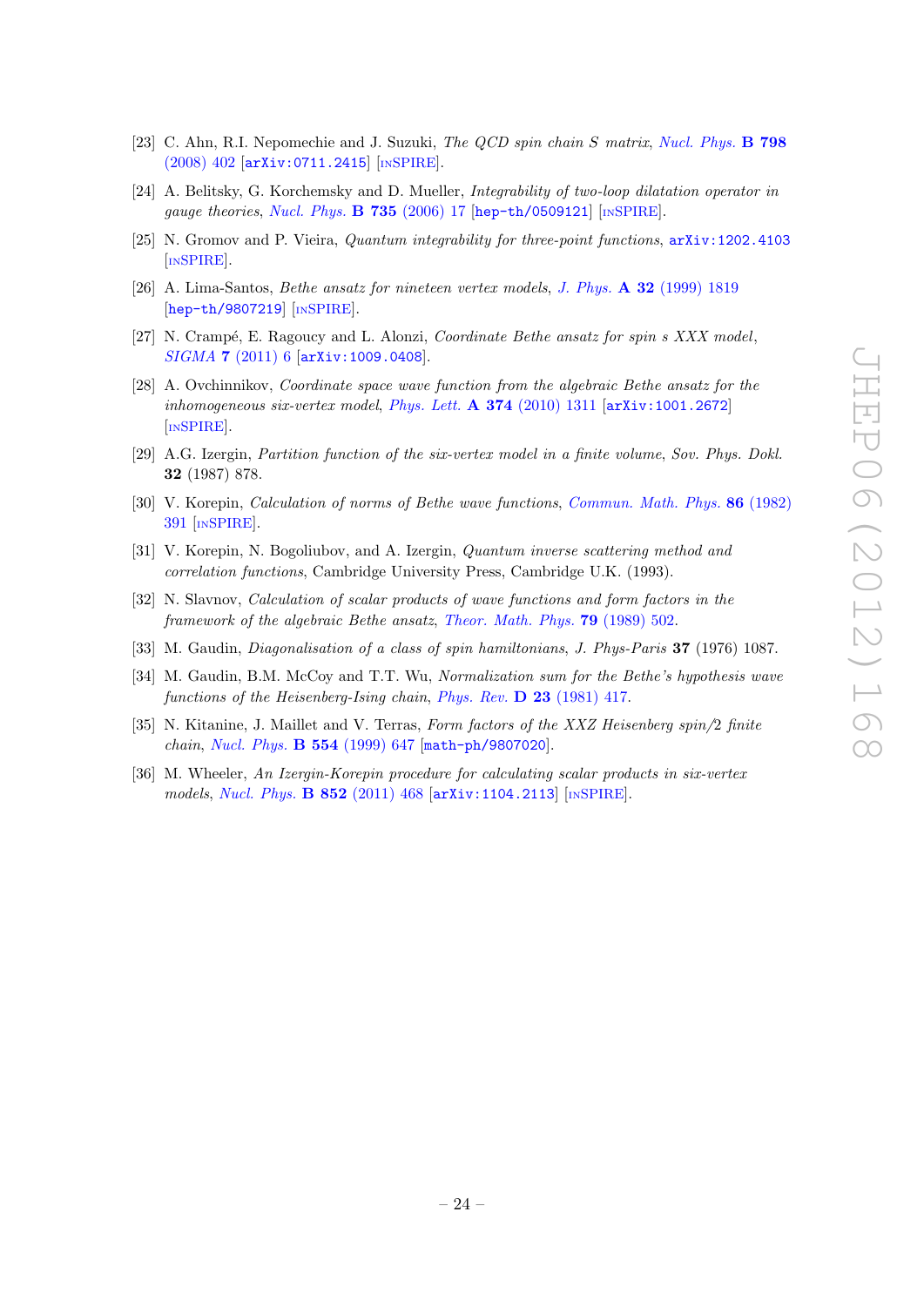[23] C. Ahn, R.I. Nepomechie and J. Suzuki, *The QCD spin chain S matrix*, Nucl. Phys. **B 798** (2008) 402 [arXiv:0711.2415] [INSPIRE].

[24] A. Belitsky, G. Korchemsky and D. Mueller, *Integrability of two-loop dilatation operator in gauge theories*, Nucl. Phys. **B 735** (2006) 17 [hep-th/0509121] [INSPIRE].

[25] N. Gromov and P. Vieira, *Quantum integrability for three-point functions*, arXiv:1202.4103 [INSPIRE].

[26] A. Lima-Santos, *Bethe ansatz for nineteen vertex models*, J. Phys. **A 32** (1999) 1819 [hep-th/9807219] [INSPIRE].

[27] N. Crampé, E. Ragoucy and L. Alonzi, *Coordinate Bethe ansatz for spin s XXX model*, SIGMA **7** (2011) 6 [arXiv:1009.0408].

[28] A. Ovchinnikov, *Coordinate space wave function from the algebraic Bethe ansatz for the inhomogeneous six-vertex model*, Phys. Lett. **A 374** (2010) 1311 [arXiv:1001.2672] [INSPIRE].

[29] A.G. Izergin, *Partition function of the six-vertex model in a finite volume*, Sov. Phys. Dokl. **32** (1987) 878.

[30] V. Korepin, *Calculation of norms of Bethe wave functions*, Commun. Math. Phys. **86** (1982) 391 [INSPIRE].

[31] V. Korepin, N. Bogoliubov, and A. Izergin, *Quantum inverse scattering method and correlation functions*, Cambridge University Press, Cambridge U.K. (1993).

[32] N. Slavnov, *Calculation of scalar products of wave functions and form factors in the framework of the algebraic Bethe ansatz*, Theor. Math. Phys. **79** (1989) 502.

[33] M. Gaudin, *Diagonalisation of a class of spin hamiltonians*, J. Phys-Paris **37** (1976) 1087.

[34] M. Gaudin, B.M. McCoy and T.T. Wu, *Normalization sum for the Bethe's hypothesis wave functions of the Heisenberg-Ising chain*, Phys. Rev. **D 23** (1981) 417.

[35] N. Kitanine, J. Maillet and V. Terras, *Form factors of the XXZ Heisenberg spin/2 finite chain*, Nucl. Phys. **B 554** (1999) 647 [math-ph/9807020].

[36] M. Wheeler, *An Izergin-Korepin procedure for calculating scalar products in six-vertex models*, Nucl. Phys. **B 852** (2011) 468 [arXiv:1104.2113] [INSPIRE].